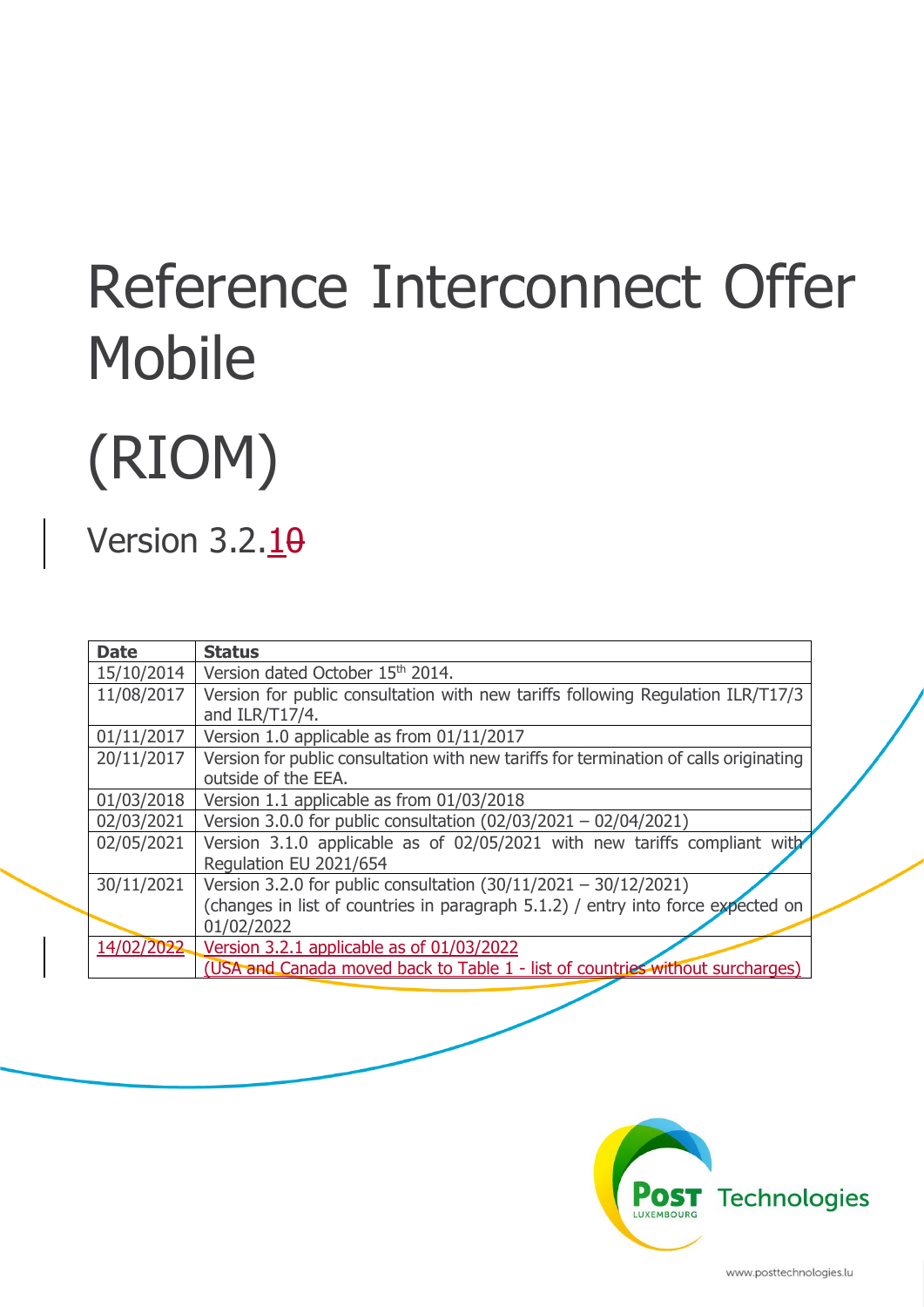# Reference Interconnect Offer Mobile

# (RIOM)

## Version 3.2.10

| Date | Status |
|---|---|
| 15/10/2014 | Version dated October 15th 2014. |
| 11/08/2017 | Version for public consultation with new tariffs following Regulation ILR/T17/3 and ILR/T17/4. |
| 01/11/2017 | Version 1.0 applicable as from 01/11/2017 |
| 20/11/2017 | Version for public consultation with new tariffs for termination of calls originating outside of the EEA. |
| 01/03/2018 | Version 1.1 applicable as from 01/03/2018 |
| 02/03/2021 | Version 3.0.0 for public consultation (02/03/2021 – 02/04/2021) |
| 02/05/2021 | Version 3.1.0 applicable as of 02/05/2021 with new tariffs compliant with Regulation EU 2021/654 |
| 30/11/2021 | Version 3.2.0 for public consultation (30/11/2021 – 30/12/2021) (changes in list of countries in paragraph 5.1.2) / entry into force expected on 01/02/2022 |
| 14/02/2022 | Version 3.2.1 applicable as of 01/03/2022 (USA and Canada moved back to Table 1 - list of countries without surcharges) |

POST Luxembourg Technologies

www.posttechnologies.lu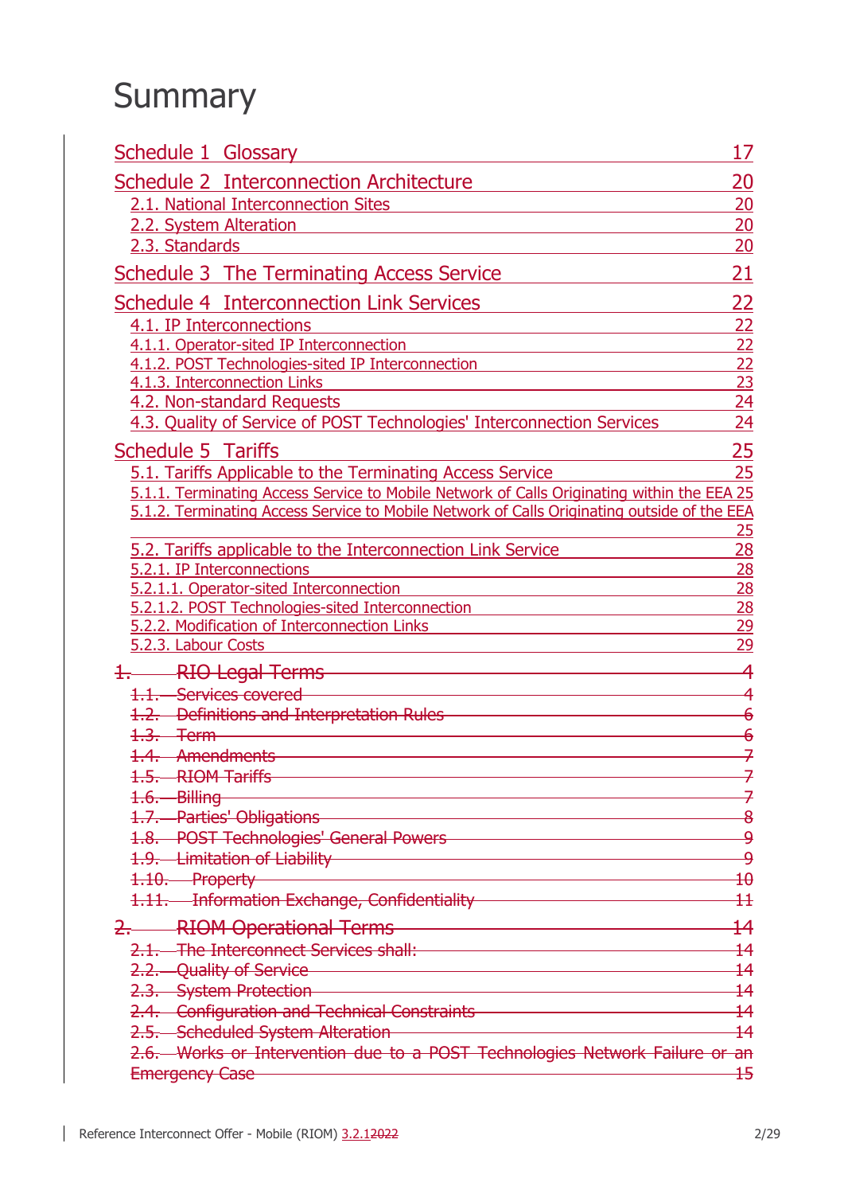# Summary

Schedule 1 Glossary 17

Schedule 2 Interconnection Architecture 20

- 2.1. National Interconnection Sites 20
- 2.2. System Alteration 20
- 2.3. Standards 20

Schedule 3 The Terminating Access Service 21

Schedule 4 Interconnection Link Services 22

- 4.1. IP Interconnections 22
- 4.1.1. Operator-sited IP Interconnection 22
- 4.1.2. POST Technologies-sited IP Interconnection 22
- 4.1.3. Interconnection Links 23
- 4.2. Non-standard Requests 24
- 4.3. Quality of Service of POST Technologies' Interconnection Services 24

Schedule 5 Tariffs 25

- 5.1. Tariffs Applicable to the Terminating Access Service 25
- 5.1.1. Terminating Access Service to Mobile Network of Calls Originating within the EEA 25
- 5.1.2. Terminating Access Service to Mobile Network of Calls Originating outside of the EEA 25
- 5.2. Tariffs applicable to the Interconnection Link Service 28
- 5.2.1. IP Interconnections 28
- 5.2.1.1. Operator-sited Interconnection 28
- 5.2.1.2. POST Technologies-sited Interconnection 28
- 5.2.2. Modification of Interconnection Links 29
- 5.2.3. Labour Costs 29

~~1. RIO Legal Terms 4~~

- ~~1.1. Services covered 4~~
- ~~1.2. Definitions and Interpretation Rules 6~~
- ~~1.3. Term 6~~
- ~~1.4. Amendments 7~~
- ~~1.5. RIOM Tariffs 7~~
- ~~1.6. Billing 7~~
- ~~1.7. Parties' Obligations 8~~
- ~~1.8. POST Technologies' General Powers 9~~
- ~~1.9. Limitation of Liability 9~~
- ~~1.10. Property 10~~
- ~~1.11. Information Exchange, Confidentiality 11~~

~~2. RIOM Operational Terms 14~~

- ~~2.1. The Interconnect Services shall: 14~~
- ~~2.2. Quality of Service 14~~
- ~~2.3. System Protection 14~~
- ~~2.4. Configuration and Technical Constraints 14~~
- ~~2.5. Scheduled System Alteration 14~~
- ~~2.6. Works or Intervention due to a POST Technologies Network Failure or an Emergency Case 15~~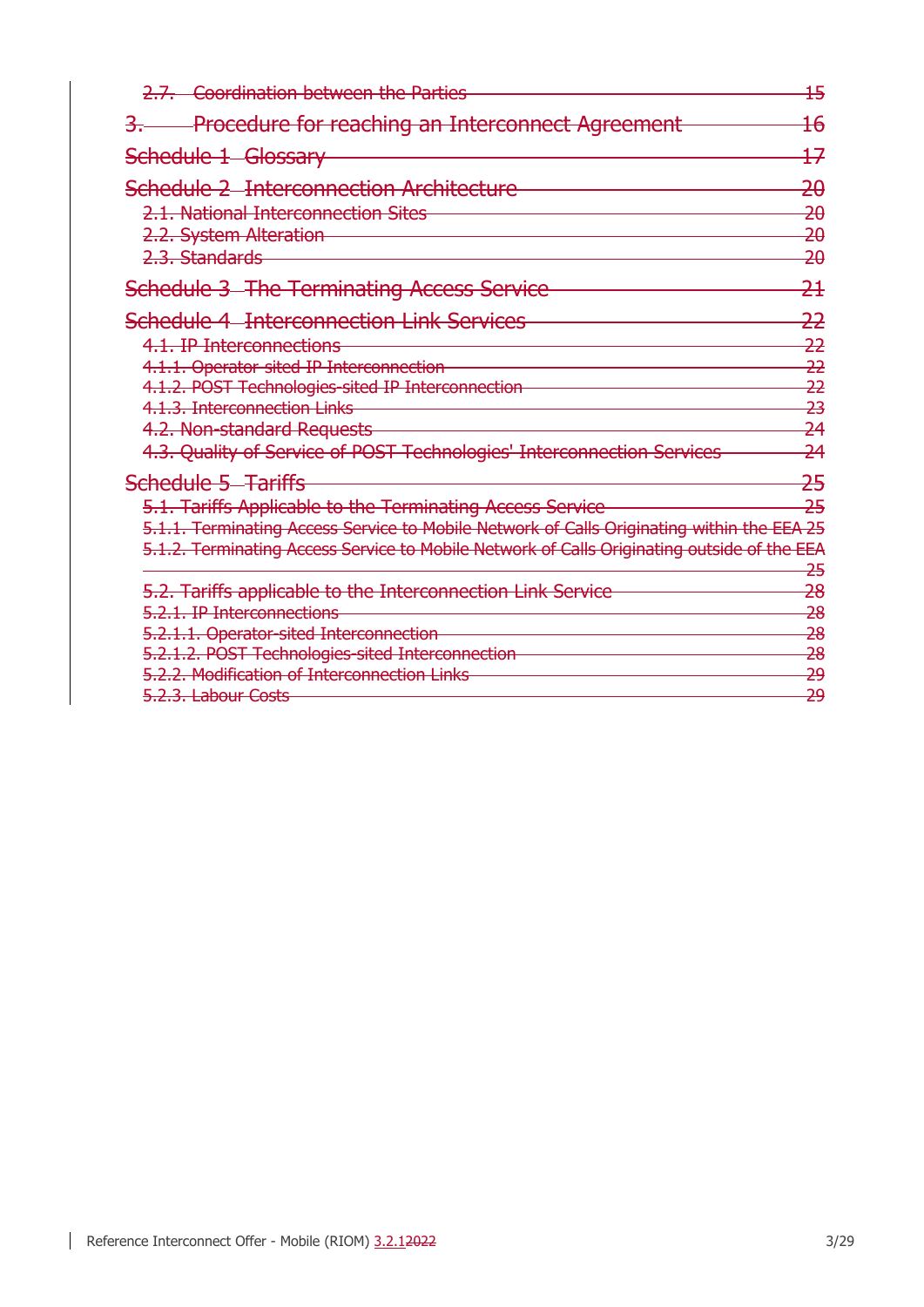2.7. Coordination between the Parties 15

3. Procedure for reaching an Interconnect Agreement 16

Schedule 1 Glossary 17

Schedule 2 Interconnection Architecture 20

2.1. National Interconnection Sites 20
2.2. System Alteration 20
2.3. Standards 20

Schedule 3 The Terminating Access Service 21

Schedule 4 Interconnection Link Services 22

4.1. IP Interconnections 22
4.1.1. Operator sited IP Interconnection 22
4.1.2. POST Technologies-sited IP Interconnection 22
4.1.3. Interconnection Links 23
4.2. Non-standard Requests 24
4.3. Quality of Service of POST Technologies' Interconnection Services 24

Schedule 5 Tariffs 25

5.1. Tariffs Applicable to the Terminating Access Service 25
5.1.1. Terminating Access Service to Mobile Network of Calls Originating within the EEA 25
5.1.2. Terminating Access Service to Mobile Network of Calls Originating outside of the EEA 25
5.2. Tariffs applicable to the Interconnection Link Service 28
5.2.1. IP Interconnections 28
5.2.1.1. Operator-sited Interconnection 28
5.2.1.2. POST Technologies-sited Interconnection 28
5.2.2. Modification of Interconnection Links 29
5.2.3. Labour Costs 29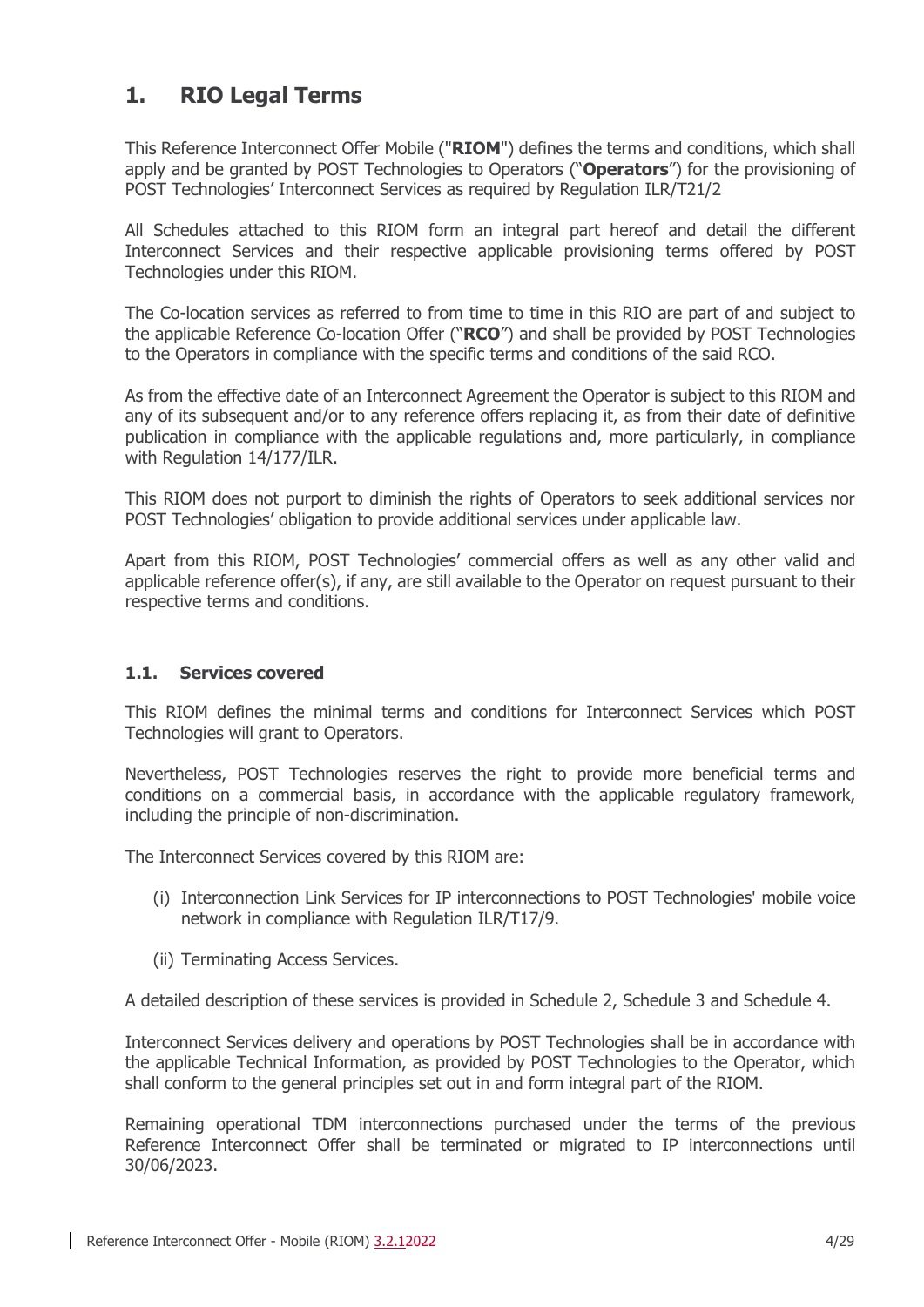# 1. RIO Legal Terms

This Reference Interconnect Offer Mobile ("**RIOM**") defines the terms and conditions, which shall apply and be granted by POST Technologies to Operators ("**Operators**") for the provisioning of POST Technologies' Interconnect Services as required by Regulation ILR/T21/2

All Schedules attached to this RIOM form an integral part hereof and detail the different Interconnect Services and their respective applicable provisioning terms offered by POST Technologies under this RIOM.

The Co-location services as referred to from time to time in this RIO are part of and subject to the applicable Reference Co-location Offer ("**RCO**") and shall be provided by POST Technologies to the Operators in compliance with the specific terms and conditions of the said RCO.

As from the effective date of an Interconnect Agreement the Operator is subject to this RIOM and any of its subsequent and/or to any reference offers replacing it, as from their date of definitive publication in compliance with the applicable regulations and, more particularly, in compliance with Regulation 14/177/ILR.

This RIOM does not purport to diminish the rights of Operators to seek additional services nor POST Technologies' obligation to provide additional services under applicable law.

Apart from this RIOM, POST Technologies' commercial offers as well as any other valid and applicable reference offer(s), if any, are still available to the Operator on request pursuant to their respective terms and conditions.

## 1.1. Services covered

This RIOM defines the minimal terms and conditions for Interconnect Services which POST Technologies will grant to Operators.

Nevertheless, POST Technologies reserves the right to provide more beneficial terms and conditions on a commercial basis, in accordance with the applicable regulatory framework, including the principle of non-discrimination.

The Interconnect Services covered by this RIOM are:

(i) Interconnection Link Services for IP interconnections to POST Technologies' mobile voice network in compliance with Regulation ILR/T17/9.

(ii) Terminating Access Services.

A detailed description of these services is provided in Schedule 2, Schedule 3 and Schedule 4.

Interconnect Services delivery and operations by POST Technologies shall be in accordance with the applicable Technical Information, as provided by POST Technologies to the Operator, which shall conform to the general principles set out in and form integral part of the RIOM.

Remaining operational TDM interconnections purchased under the terms of the previous Reference Interconnect Offer shall be terminated or migrated to IP interconnections until 30/06/2023.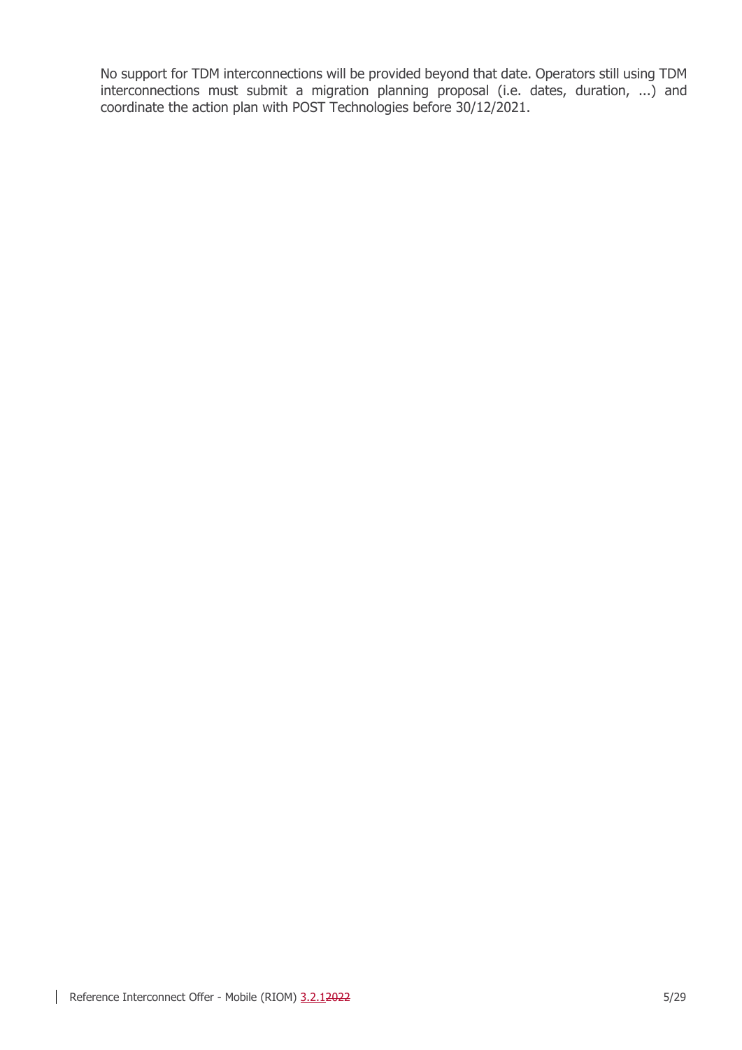No support for TDM interconnections will be provided beyond that date. Operators still using TDM interconnections must submit a migration planning proposal (i.e. dates, duration, ...) and coordinate the action plan with POST Technologies before 30/12/2021.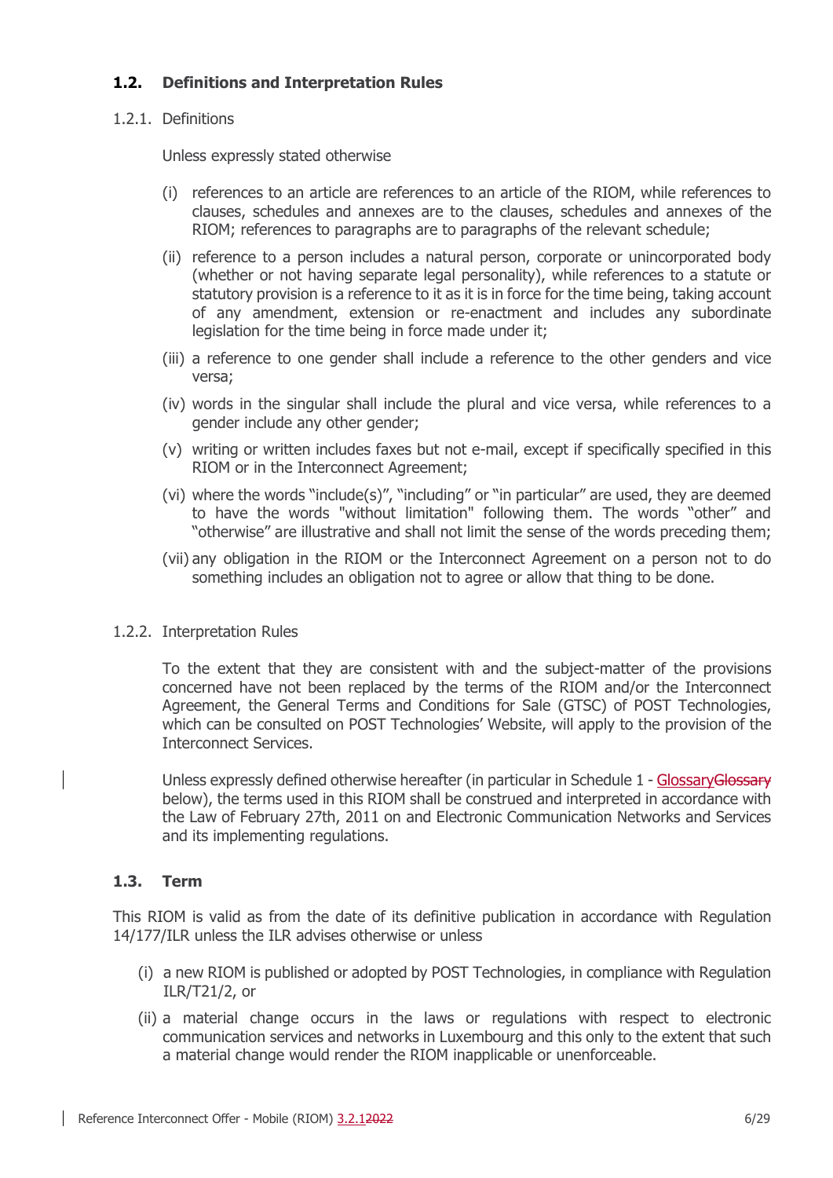### 1.2. Definitions and Interpretation Rules

1.2.1. Definitions

Unless expressly stated otherwise

(i) references to an article are references to an article of the RIOM, while references to clauses, schedules and annexes are to the clauses, schedules and annexes of the RIOM; references to paragraphs are to paragraphs of the relevant schedule;

(ii) reference to a person includes a natural person, corporate or unincorporated body (whether or not having separate legal personality), while references to a statute or statutory provision is a reference to it as it is in force for the time being, taking account of any amendment, extension or re-enactment and includes any subordinate legislation for the time being in force made under it;

(iii) a reference to one gender shall include a reference to the other genders and vice versa;

(iv) words in the singular shall include the plural and vice versa, while references to a gender include any other gender;

(v) writing or written includes faxes but not e-mail, except if specifically specified in this RIOM or in the Interconnect Agreement;

(vi) where the words "include(s)", "including" or "in particular" are used, they are deemed to have the words "without limitation" following them. The words "other" and "otherwise" are illustrative and shall not limit the sense of the words preceding them;

(vii) any obligation in the RIOM or the Interconnect Agreement on a person not to do something includes an obligation not to agree or allow that thing to be done.

1.2.2. Interpretation Rules

To the extent that they are consistent with and the subject-matter of the provisions concerned have not been replaced by the terms of the RIOM and/or the Interconnect Agreement, the General Terms and Conditions for Sale (GTSC) of POST Technologies, which can be consulted on POST Technologies' Website, will apply to the provision of the Interconnect Services.

Unless expressly defined otherwise hereafter (in particular in Schedule 1 - GlossaryGlossary below), the terms used in this RIOM shall be construed and interpreted in accordance with the Law of February 27th, 2011 on and Electronic Communication Networks and Services and its implementing regulations.

### 1.3. Term

This RIOM is valid as from the date of its definitive publication in accordance with Regulation 14/177/ILR unless the ILR advises otherwise or unless

(i) a new RIOM is published or adopted by POST Technologies, in compliance with Regulation ILR/T21/2, or

(ii) a material change occurs in the laws or regulations with respect to electronic communication services and networks in Luxembourg and this only to the extent that such a material change would render the RIOM inapplicable or unenforceable.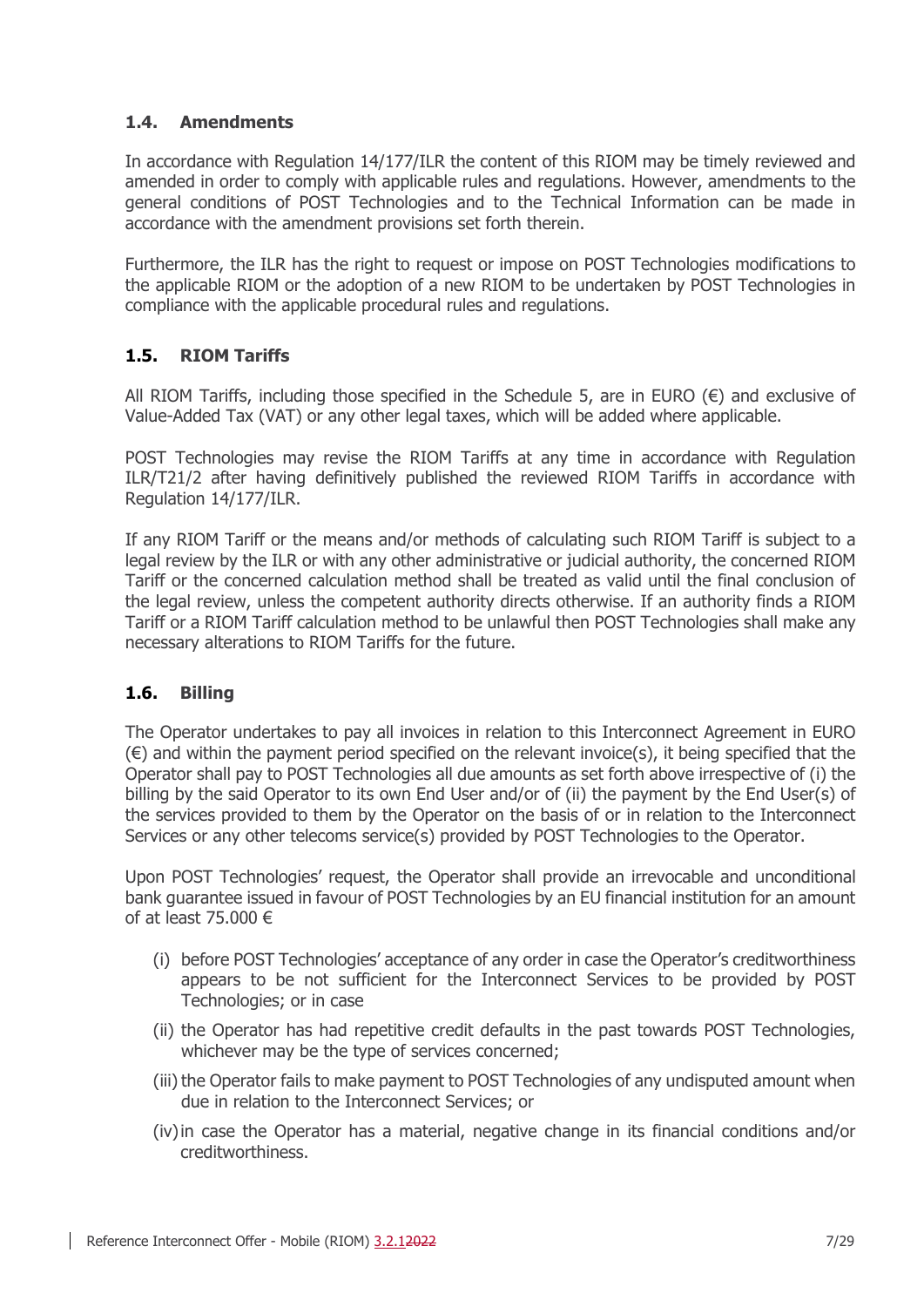### 1.4. Amendments

In accordance with Regulation 14/177/ILR the content of this RIOM may be timely reviewed and amended in order to comply with applicable rules and regulations. However, amendments to the general conditions of POST Technologies and to the Technical Information can be made in accordance with the amendment provisions set forth therein.

Furthermore, the ILR has the right to request or impose on POST Technologies modifications to the applicable RIOM or the adoption of a new RIOM to be undertaken by POST Technologies in compliance with the applicable procedural rules and regulations.

### 1.5. RIOM Tariffs

All RIOM Tariffs, including those specified in the Schedule 5, are in EURO (€) and exclusive of Value-Added Tax (VAT) or any other legal taxes, which will be added where applicable.

POST Technologies may revise the RIOM Tariffs at any time in accordance with Regulation ILR/T21/2 after having definitively published the reviewed RIOM Tariffs in accordance with Regulation 14/177/ILR.

If any RIOM Tariff or the means and/or methods of calculating such RIOM Tariff is subject to a legal review by the ILR or with any other administrative or judicial authority, the concerned RIOM Tariff or the concerned calculation method shall be treated as valid until the final conclusion of the legal review, unless the competent authority directs otherwise. If an authority finds a RIOM Tariff or a RIOM Tariff calculation method to be unlawful then POST Technologies shall make any necessary alterations to RIOM Tariffs for the future.

### 1.6. Billing

The Operator undertakes to pay all invoices in relation to this Interconnect Agreement in EURO (€) and within the payment period specified on the relevant invoice(s), it being specified that the Operator shall pay to POST Technologies all due amounts as set forth above irrespective of (i) the billing by the said Operator to its own End User and/or of (ii) the payment by the End User(s) of the services provided to them by the Operator on the basis of or in relation to the Interconnect Services or any other telecoms service(s) provided by POST Technologies to the Operator.

Upon POST Technologies' request, the Operator shall provide an irrevocable and unconditional bank guarantee issued in favour of POST Technologies by an EU financial institution for an amount of at least 75.000 €

(i) before POST Technologies' acceptance of any order in case the Operator's creditworthiness appears to be not sufficient for the Interconnect Services to be provided by POST Technologies; or in case

(ii) the Operator has had repetitive credit defaults in the past towards POST Technologies, whichever may be the type of services concerned;

(iii) the Operator fails to make payment to POST Technologies of any undisputed amount when due in relation to the Interconnect Services; or

(iv) in case the Operator has a material, negative change in its financial conditions and/or creditworthiness.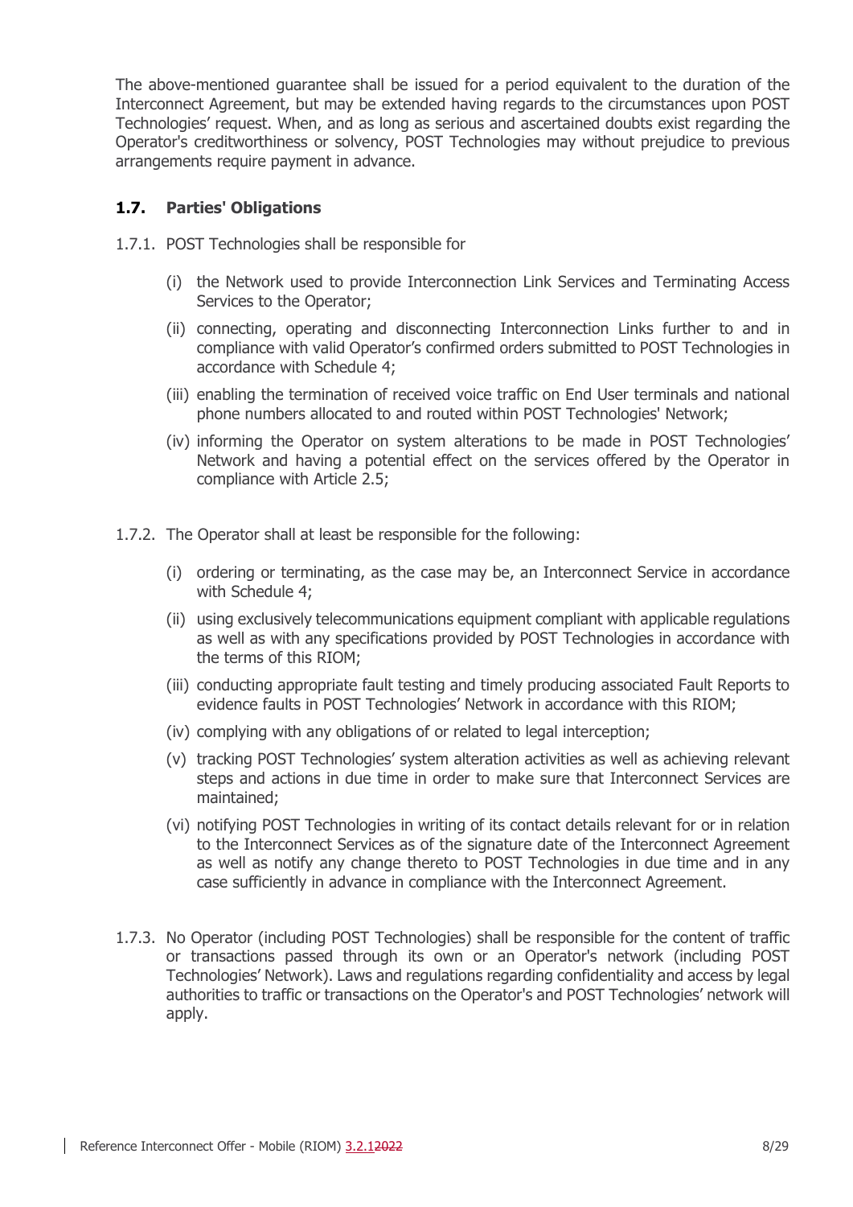The above-mentioned guarantee shall be issued for a period equivalent to the duration of the Interconnect Agreement, but may be extended having regards to the circumstances upon POST Technologies' request. When, and as long as serious and ascertained doubts exist regarding the Operator's creditworthiness or solvency, POST Technologies may without prejudice to previous arrangements require payment in advance.

### 1.7. Parties' Obligations

1.7.1. POST Technologies shall be responsible for

(i) the Network used to provide Interconnection Link Services and Terminating Access Services to the Operator;

(ii) connecting, operating and disconnecting Interconnection Links further to and in compliance with valid Operator's confirmed orders submitted to POST Technologies in accordance with Schedule 4;

(iii) enabling the termination of received voice traffic on End User terminals and national phone numbers allocated to and routed within POST Technologies' Network;

(iv) informing the Operator on system alterations to be made in POST Technologies' Network and having a potential effect on the services offered by the Operator in compliance with Article 2.5;

1.7.2. The Operator shall at least be responsible for the following:

(i) ordering or terminating, as the case may be, an Interconnect Service in accordance with Schedule 4;

(ii) using exclusively telecommunications equipment compliant with applicable regulations as well as with any specifications provided by POST Technologies in accordance with the terms of this RIOM;

(iii) conducting appropriate fault testing and timely producing associated Fault Reports to evidence faults in POST Technologies' Network in accordance with this RIOM;

(iv) complying with any obligations of or related to legal interception;

(v) tracking POST Technologies' system alteration activities as well as achieving relevant steps and actions in due time in order to make sure that Interconnect Services are maintained;

(vi) notifying POST Technologies in writing of its contact details relevant for or in relation to the Interconnect Services as of the signature date of the Interconnect Agreement as well as notify any change thereto to POST Technologies in due time and in any case sufficiently in advance in compliance with the Interconnect Agreement.

1.7.3. No Operator (including POST Technologies) shall be responsible for the content of traffic or transactions passed through its own or an Operator's network (including POST Technologies' Network). Laws and regulations regarding confidentiality and access by legal authorities to traffic or transactions on the Operator's and POST Technologies' network will apply.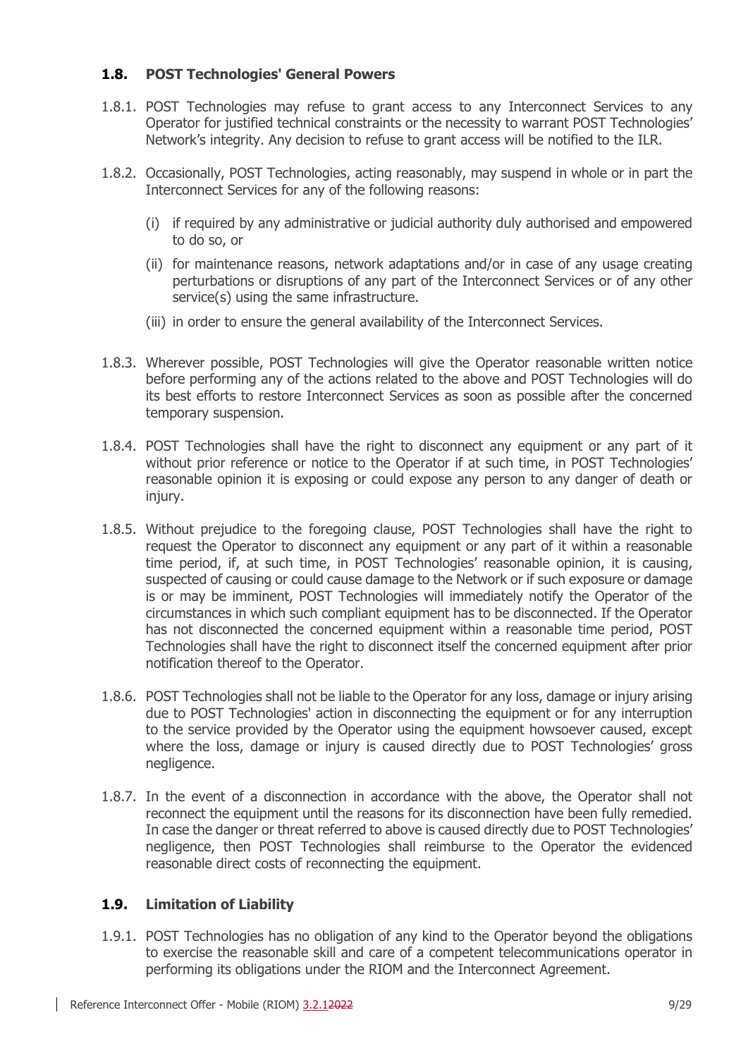## 1.8. POST Technologies' General Powers

1.8.1. POST Technologies may refuse to grant access to any Interconnect Services to any Operator for justified technical constraints or the necessity to warrant POST Technologies' Network's integrity. Any decision to refuse to grant access will be notified to the ILR.

1.8.2. Occasionally, POST Technologies, acting reasonably, may suspend in whole or in part the Interconnect Services for any of the following reasons:

(i) if required by any administrative or judicial authority duly authorised and empowered to do so, or

(ii) for maintenance reasons, network adaptations and/or in case of any usage creating perturbations or disruptions of any part of the Interconnect Services or of any other service(s) using the same infrastructure.

(iii) in order to ensure the general availability of the Interconnect Services.

1.8.3. Wherever possible, POST Technologies will give the Operator reasonable written notice before performing any of the actions related to the above and POST Technologies will do its best efforts to restore Interconnect Services as soon as possible after the concerned temporary suspension.

1.8.4. POST Technologies shall have the right to disconnect any equipment or any part of it without prior reference or notice to the Operator if at such time, in POST Technologies' reasonable opinion it is exposing or could expose any person to any danger of death or injury.

1.8.5. Without prejudice to the foregoing clause, POST Technologies shall have the right to request the Operator to disconnect any equipment or any part of it within a reasonable time period, if, at such time, in POST Technologies' reasonable opinion, it is causing, suspected of causing or could cause damage to the Network or if such exposure or damage is or may be imminent, POST Technologies will immediately notify the Operator of the circumstances in which such compliant equipment has to be disconnected. If the Operator has not disconnected the concerned equipment within a reasonable time period, POST Technologies shall have the right to disconnect itself the concerned equipment after prior notification thereof to the Operator.

1.8.6. POST Technologies shall not be liable to the Operator for any loss, damage or injury arising due to POST Technologies' action in disconnecting the equipment or for any interruption to the service provided by the Operator using the equipment howsoever caused, except where the loss, damage or injury is caused directly due to POST Technologies' gross negligence.

1.8.7. In the event of a disconnection in accordance with the above, the Operator shall not reconnect the equipment until the reasons for its disconnection have been fully remedied. In case the danger or threat referred to above is caused directly due to POST Technologies' negligence, then POST Technologies shall reimburse to the Operator the evidenced reasonable direct costs of reconnecting the equipment.

## 1.9. Limitation of Liability

1.9.1. POST Technologies has no obligation of any kind to the Operator beyond the obligations to exercise the reasonable skill and care of a competent telecommunications operator in performing its obligations under the RIOM and the Interconnect Agreement.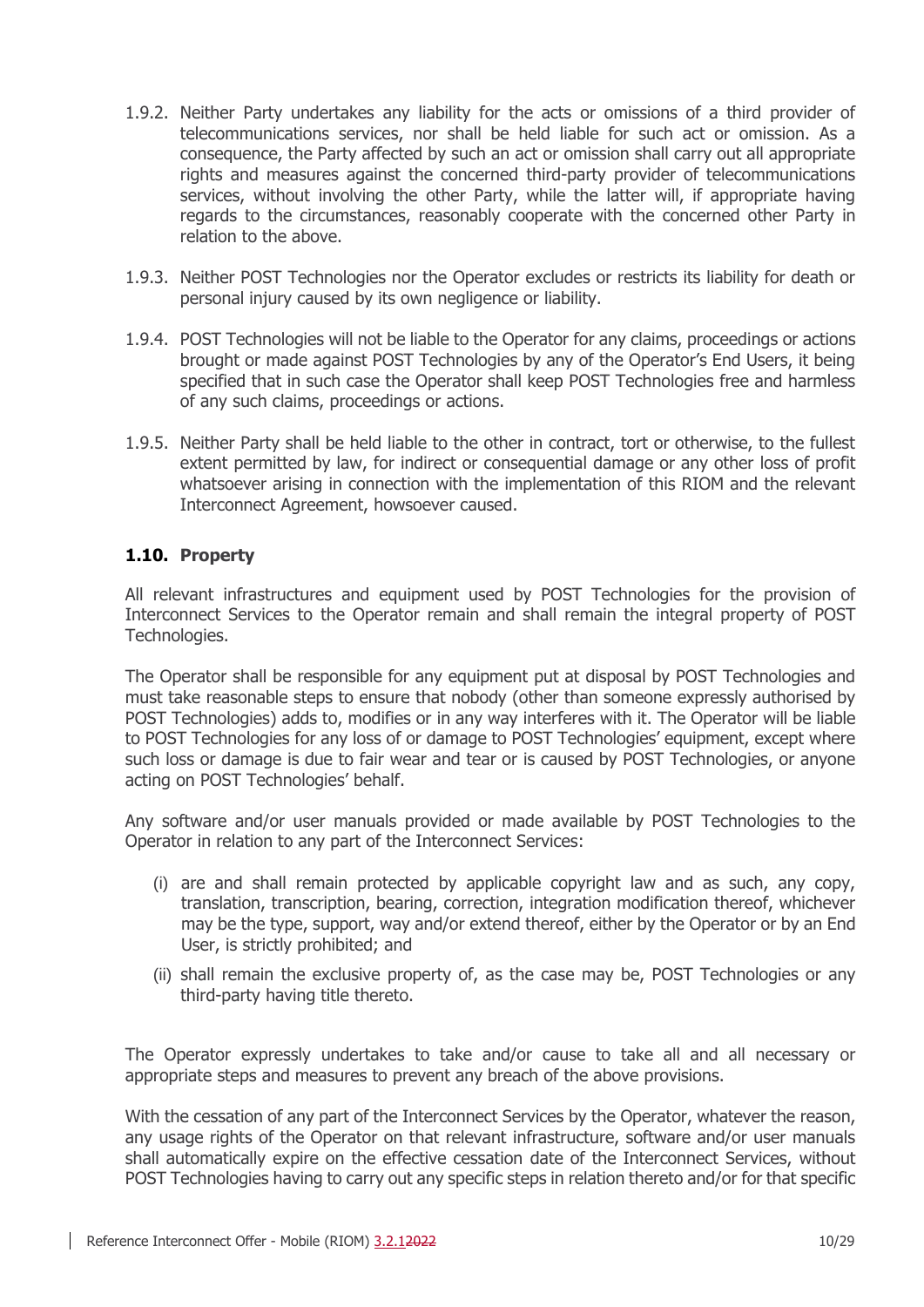1.9.2. Neither Party undertakes any liability for the acts or omissions of a third provider of telecommunications services, nor shall be held liable for such act or omission. As a consequence, the Party affected by such an act or omission shall carry out all appropriate rights and measures against the concerned third-party provider of telecommunications services, without involving the other Party, while the latter will, if appropriate having regards to the circumstances, reasonably cooperate with the concerned other Party in relation to the above.

1.9.3. Neither POST Technologies nor the Operator excludes or restricts its liability for death or personal injury caused by its own negligence or liability.

1.9.4. POST Technologies will not be liable to the Operator for any claims, proceedings or actions brought or made against POST Technologies by any of the Operator's End Users, it being specified that in such case the Operator shall keep POST Technologies free and harmless of any such claims, proceedings or actions.

1.9.5. Neither Party shall be held liable to the other in contract, tort or otherwise, to the fullest extent permitted by law, for indirect or consequential damage or any other loss of profit whatsoever arising in connection with the implementation of this RIOM and the relevant Interconnect Agreement, howsoever caused.

### 1.10. Property

All relevant infrastructures and equipment used by POST Technologies for the provision of Interconnect Services to the Operator remain and shall remain the integral property of POST Technologies.

The Operator shall be responsible for any equipment put at disposal by POST Technologies and must take reasonable steps to ensure that nobody (other than someone expressly authorised by POST Technologies) adds to, modifies or in any way interferes with it. The Operator will be liable to POST Technologies for any loss of or damage to POST Technologies' equipment, except where such loss or damage is due to fair wear and tear or is caused by POST Technologies, or anyone acting on POST Technologies' behalf.

Any software and/or user manuals provided or made available by POST Technologies to the Operator in relation to any part of the Interconnect Services:

(i) are and shall remain protected by applicable copyright law and as such, any copy, translation, transcription, bearing, correction, integration modification thereof, whichever may be the type, support, way and/or extend thereof, either by the Operator or by an End User, is strictly prohibited; and

(ii) shall remain the exclusive property of, as the case may be, POST Technologies or any third-party having title thereto.

The Operator expressly undertakes to take and/or cause to take all and all necessary or appropriate steps and measures to prevent any breach of the above provisions.

With the cessation of any part of the Interconnect Services by the Operator, whatever the reason, any usage rights of the Operator on that relevant infrastructure, software and/or user manuals shall automatically expire on the effective cessation date of the Interconnect Services, without POST Technologies having to carry out any specific steps in relation thereto and/or for that specific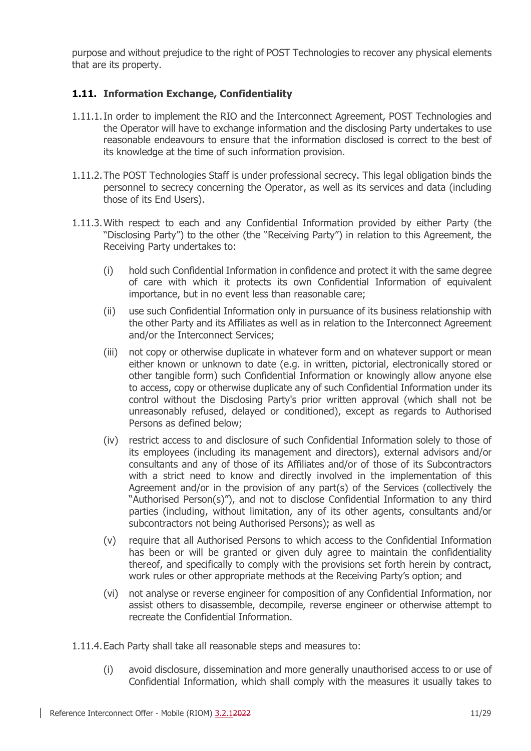purpose and without prejudice to the right of POST Technologies to recover any physical elements that are its property.

### 1.11. Information Exchange, Confidentiality

1.11.1. In order to implement the RIO and the Interconnect Agreement, POST Technologies and the Operator will have to exchange information and the disclosing Party undertakes to use reasonable endeavours to ensure that the information disclosed is correct to the best of its knowledge at the time of such information provision.

1.11.2. The POST Technologies Staff is under professional secrecy. This legal obligation binds the personnel to secrecy concerning the Operator, as well as its services and data (including those of its End Users).

1.11.3. With respect to each and any Confidential Information provided by either Party (the "Disclosing Party") to the other (the "Receiving Party") in relation to this Agreement, the Receiving Party undertakes to:

(i) hold such Confidential Information in confidence and protect it with the same degree of care with which it protects its own Confidential Information of equivalent importance, but in no event less than reasonable care;

(ii) use such Confidential Information only in pursuance of its business relationship with the other Party and its Affiliates as well as in relation to the Interconnect Agreement and/or the Interconnect Services;

(iii) not copy or otherwise duplicate in whatever form and on whatever support or mean either known or unknown to date (e.g. in written, pictorial, electronically stored or other tangible form) such Confidential Information or knowingly allow anyone else to access, copy or otherwise duplicate any of such Confidential Information under its control without the Disclosing Party's prior written approval (which shall not be unreasonably refused, delayed or conditioned), except as regards to Authorised Persons as defined below;

(iv) restrict access to and disclosure of such Confidential Information solely to those of its employees (including its management and directors), external advisors and/or consultants and any of those of its Affiliates and/or of those of its Subcontractors with a strict need to know and directly involved in the implementation of this Agreement and/or in the provision of any part(s) of the Services (collectively the "Authorised Person(s)"), and not to disclose Confidential Information to any third parties (including, without limitation, any of its other agents, consultants and/or subcontractors not being Authorised Persons); as well as

(v) require that all Authorised Persons to which access to the Confidential Information has been or will be granted or given duly agree to maintain the confidentiality thereof, and specifically to comply with the provisions set forth herein by contract, work rules or other appropriate methods at the Receiving Party's option; and

(vi) not analyse or reverse engineer for composition of any Confidential Information, nor assist others to disassemble, decompile, reverse engineer or otherwise attempt to recreate the Confidential Information.

1.11.4. Each Party shall take all reasonable steps and measures to:

(i) avoid disclosure, dissemination and more generally unauthorised access to or use of Confidential Information, which shall comply with the measures it usually takes to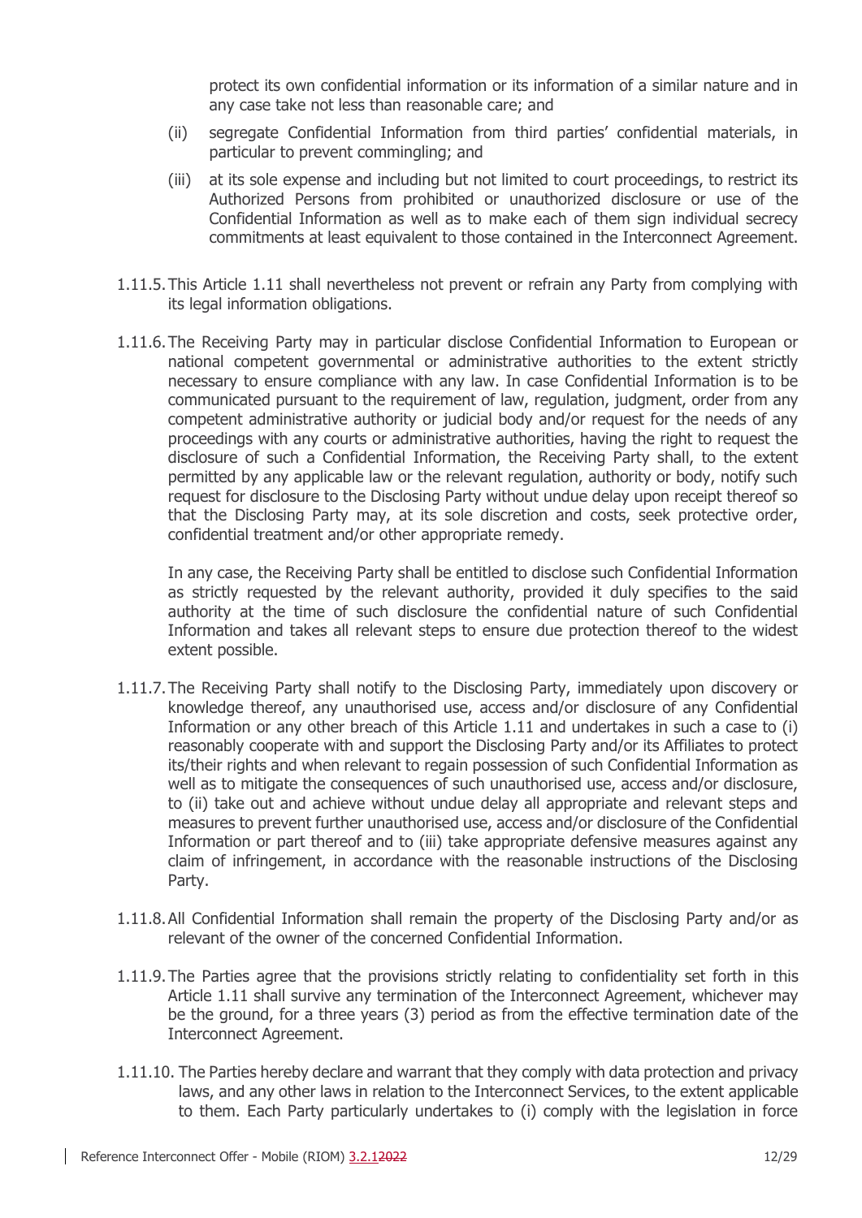protect its own confidential information or its information of a similar nature and in any case take not less than reasonable care; and

(ii) segregate Confidential Information from third parties' confidential materials, in particular to prevent commingling; and

(iii) at its sole expense and including but not limited to court proceedings, to restrict its Authorized Persons from prohibited or unauthorized disclosure or use of the Confidential Information as well as to make each of them sign individual secrecy commitments at least equivalent to those contained in the Interconnect Agreement.

1.11.5. This Article 1.11 shall nevertheless not prevent or refrain any Party from complying with its legal information obligations.

1.11.6. The Receiving Party may in particular disclose Confidential Information to European or national competent governmental or administrative authorities to the extent strictly necessary to ensure compliance with any law. In case Confidential Information is to be communicated pursuant to the requirement of law, regulation, judgment, order from any competent administrative authority or judicial body and/or request for the needs of any proceedings with any courts or administrative authorities, having the right to request the disclosure of such a Confidential Information, the Receiving Party shall, to the extent permitted by any applicable law or the relevant regulation, authority or body, notify such request for disclosure to the Disclosing Party without undue delay upon receipt thereof so that the Disclosing Party may, at its sole discretion and costs, seek protective order, confidential treatment and/or other appropriate remedy.

In any case, the Receiving Party shall be entitled to disclose such Confidential Information as strictly requested by the relevant authority, provided it duly specifies to the said authority at the time of such disclosure the confidential nature of such Confidential Information and takes all relevant steps to ensure due protection thereof to the widest extent possible.

1.11.7. The Receiving Party shall notify to the Disclosing Party, immediately upon discovery or knowledge thereof, any unauthorised use, access and/or disclosure of any Confidential Information or any other breach of this Article 1.11 and undertakes in such a case to (i) reasonably cooperate with and support the Disclosing Party and/or its Affiliates to protect its/their rights and when relevant to regain possession of such Confidential Information as well as to mitigate the consequences of such unauthorised use, access and/or disclosure, to (ii) take out and achieve without undue delay all appropriate and relevant steps and measures to prevent further unauthorised use, access and/or disclosure of the Confidential Information or part thereof and to (iii) take appropriate defensive measures against any claim of infringement, in accordance with the reasonable instructions of the Disclosing Party.

1.11.8. All Confidential Information shall remain the property of the Disclosing Party and/or as relevant of the owner of the concerned Confidential Information.

1.11.9. The Parties agree that the provisions strictly relating to confidentiality set forth in this Article 1.11 shall survive any termination of the Interconnect Agreement, whichever may be the ground, for a three years (3) period as from the effective termination date of the Interconnect Agreement.

1.11.10. The Parties hereby declare and warrant that they comply with data protection and privacy laws, and any other laws in relation to the Interconnect Services, to the extent applicable to them. Each Party particularly undertakes to (i) comply with the legislation in force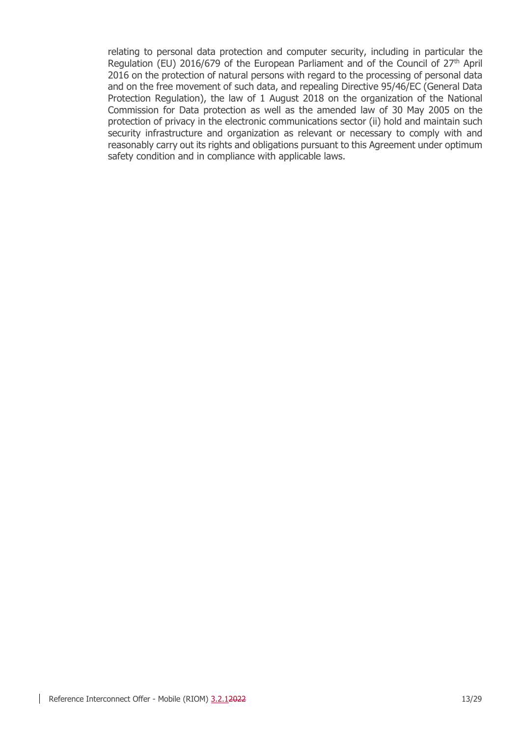relating to personal data protection and computer security, including in particular the Regulation (EU) 2016/679 of the European Parliament and of the Council of 27th April 2016 on the protection of natural persons with regard to the processing of personal data and on the free movement of such data, and repealing Directive 95/46/EC (General Data Protection Regulation), the law of 1 August 2018 on the organization of the National Commission for Data protection as well as the amended law of 30 May 2005 on the protection of privacy in the electronic communications sector (ii) hold and maintain such security infrastructure and organization as relevant or necessary to comply with and reasonably carry out its rights and obligations pursuant to this Agreement under optimum safety condition and in compliance with applicable laws.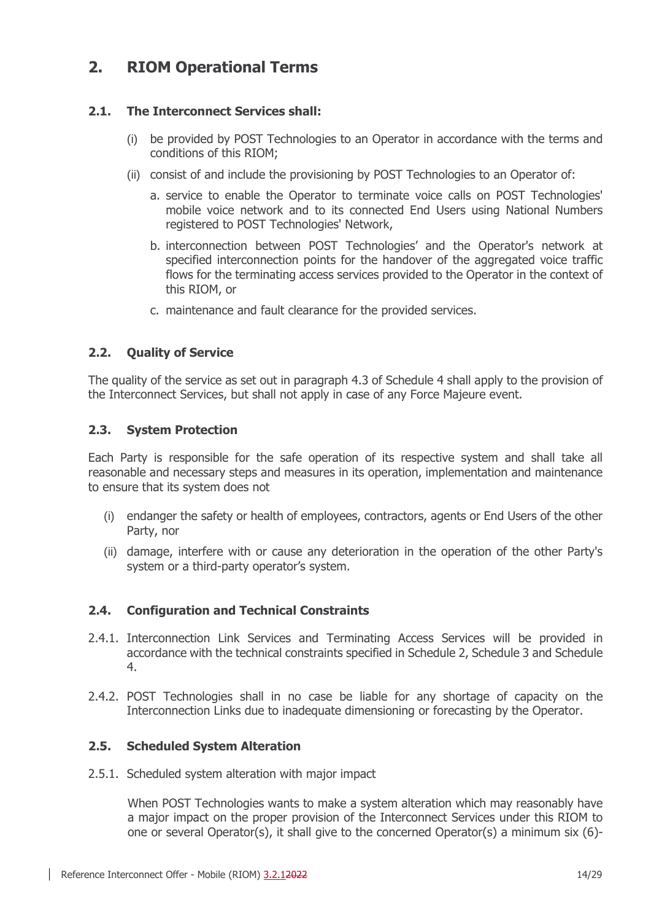# 2. RIOM Operational Terms

## 2.1. The Interconnect Services shall:

(i) be provided by POST Technologies to an Operator in accordance with the terms and conditions of this RIOM;

(ii) consist of and include the provisioning by POST Technologies to an Operator of:

a. service to enable the Operator to terminate voice calls on POST Technologies' mobile voice network and to its connected End Users using National Numbers registered to POST Technologies' Network,

b. interconnection between POST Technologies' and the Operator's network at specified interconnection points for the handover of the aggregated voice traffic flows for the terminating access services provided to the Operator in the context of this RIOM, or

c. maintenance and fault clearance for the provided services.

## 2.2. Quality of Service

The quality of the service as set out in paragraph 4.3 of Schedule 4 shall apply to the provision of the Interconnect Services, but shall not apply in case of any Force Majeure event.

## 2.3. System Protection

Each Party is responsible for the safe operation of its respective system and shall take all reasonable and necessary steps and measures in its operation, implementation and maintenance to ensure that its system does not

(i) endanger the safety or health of employees, contractors, agents or End Users of the other Party, nor

(ii) damage, interfere with or cause any deterioration in the operation of the other Party's system or a third-party operator's system.

## 2.4. Configuration and Technical Constraints

2.4.1. Interconnection Link Services and Terminating Access Services will be provided in accordance with the technical constraints specified in Schedule 2, Schedule 3 and Schedule 4.

2.4.2. POST Technologies shall in no case be liable for any shortage of capacity on the Interconnection Links due to inadequate dimensioning or forecasting by the Operator.

## 2.5. Scheduled System Alteration

2.5.1. Scheduled system alteration with major impact

When POST Technologies wants to make a system alteration which may reasonably have a major impact on the proper provision of the Interconnect Services under this RIOM to one or several Operator(s), it shall give to the concerned Operator(s) a minimum six (6)-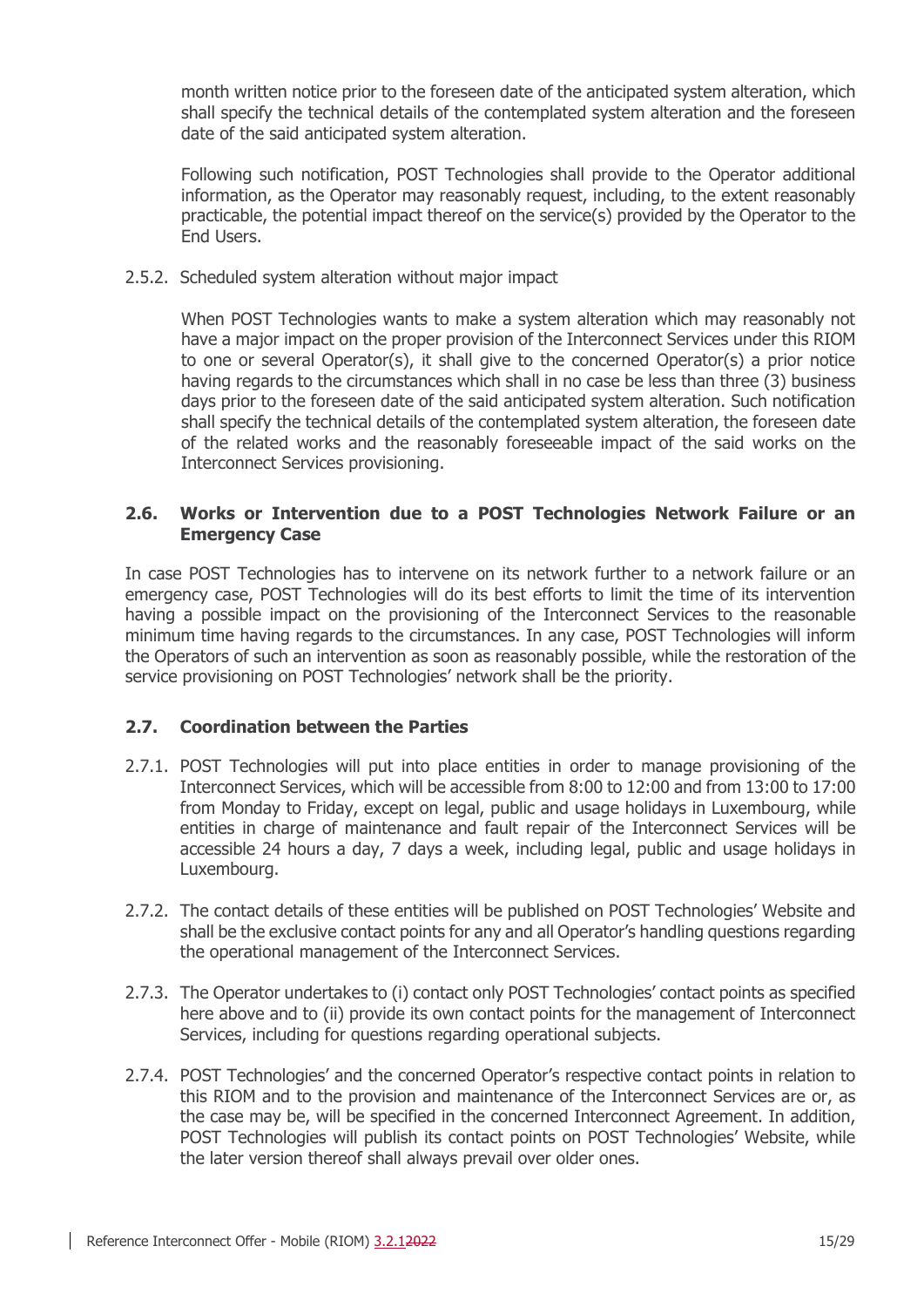month written notice prior to the foreseen date of the anticipated system alteration, which shall specify the technical details of the contemplated system alteration and the foreseen date of the said anticipated system alteration.

Following such notification, POST Technologies shall provide to the Operator additional information, as the Operator may reasonably request, including, to the extent reasonably practicable, the potential impact thereof on the service(s) provided by the Operator to the End Users.

2.5.2. Scheduled system alteration without major impact

When POST Technologies wants to make a system alteration which may reasonably not have a major impact on the proper provision of the Interconnect Services under this RIOM to one or several Operator(s), it shall give to the concerned Operator(s) a prior notice having regards to the circumstances which shall in no case be less than three (3) business days prior to the foreseen date of the said anticipated system alteration. Such notification shall specify the technical details of the contemplated system alteration, the foreseen date of the related works and the reasonably foreseeable impact of the said works on the Interconnect Services provisioning.

### 2.6. Works or Intervention due to a POST Technologies Network Failure or an Emergency Case

In case POST Technologies has to intervene on its network further to a network failure or an emergency case, POST Technologies will do its best efforts to limit the time of its intervention having a possible impact on the provisioning of the Interconnect Services to the reasonable minimum time having regards to the circumstances. In any case, POST Technologies will inform the Operators of such an intervention as soon as reasonably possible, while the restoration of the service provisioning on POST Technologies' network shall be the priority.

### 2.7. Coordination between the Parties

2.7.1. POST Technologies will put into place entities in order to manage provisioning of the Interconnect Services, which will be accessible from 8:00 to 12:00 and from 13:00 to 17:00 from Monday to Friday, except on legal, public and usage holidays in Luxembourg, while entities in charge of maintenance and fault repair of the Interconnect Services will be accessible 24 hours a day, 7 days a week, including legal, public and usage holidays in Luxembourg.

2.7.2. The contact details of these entities will be published on POST Technologies' Website and shall be the exclusive contact points for any and all Operator's handling questions regarding the operational management of the Interconnect Services.

2.7.3. The Operator undertakes to (i) contact only POST Technologies' contact points as specified here above and to (ii) provide its own contact points for the management of Interconnect Services, including for questions regarding operational subjects.

2.7.4. POST Technologies' and the concerned Operator's respective contact points in relation to this RIOM and to the provision and maintenance of the Interconnect Services are or, as the case may be, will be specified in the concerned Interconnect Agreement. In addition, POST Technologies will publish its contact points on POST Technologies' Website, while the later version thereof shall always prevail over older ones.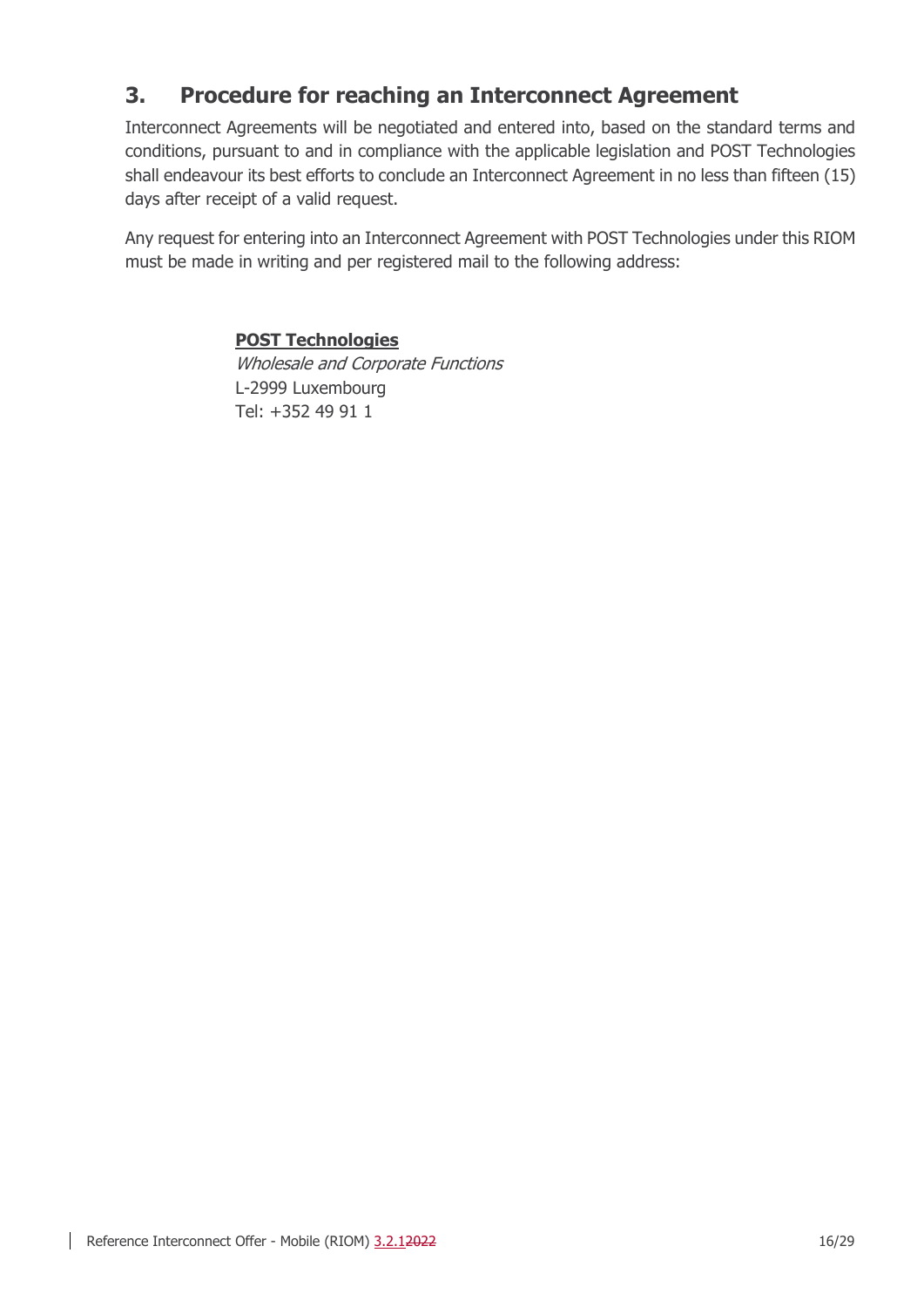## 3. Procedure for reaching an Interconnect Agreement

Interconnect Agreements will be negotiated and entered into, based on the standard terms and conditions, pursuant to and in compliance with the applicable legislation and POST Technologies shall endeavour its best efforts to conclude an Interconnect Agreement in no less than fifteen (15) days after receipt of a valid request.

Any request for entering into an Interconnect Agreement with POST Technologies under this RIOM must be made in writing and per registered mail to the following address:

**POST Technologies**
*Wholesale and Corporate Functions*
L-2999 Luxembourg
Tel: +352 49 91 1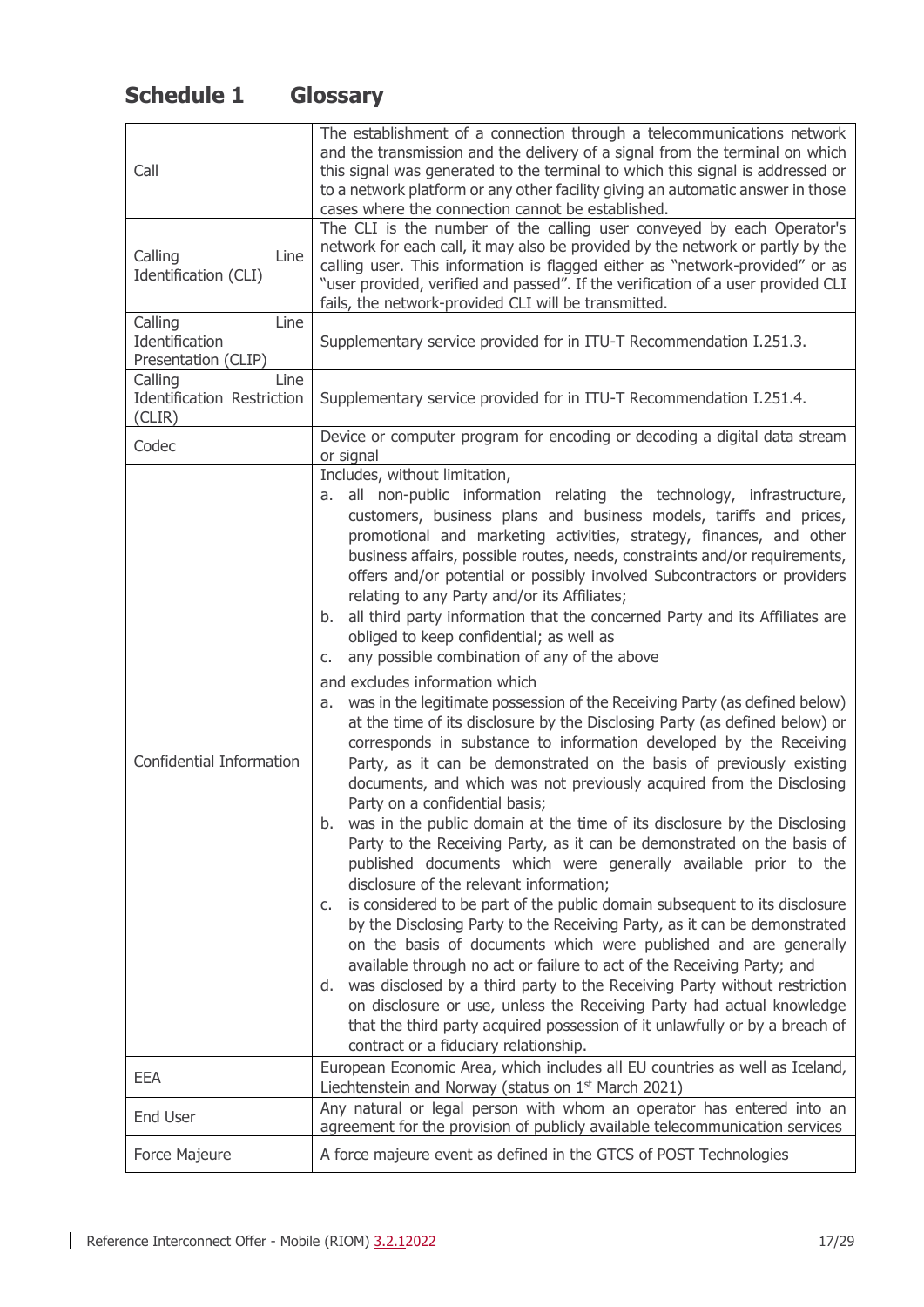# Schedule 1 Glossary

| | |
|---|---|
| Call | The establishment of a connection through a telecommunications network and the transmission and the delivery of a signal from the terminal on which this signal was generated to the terminal to which this signal is addressed or to a network platform or any other facility giving an automatic answer in those cases where the connection cannot be established. |
| Calling Line Identification (CLI) | The CLI is the number of the calling user conveyed by each Operator's network for each call, it may also be provided by the network or partly by the calling user. This information is flagged either as "network-provided" or as "user provided, verified and passed". If the verification of a user provided CLI fails, the network-provided CLI will be transmitted. |
| Calling Line Identification Presentation (CLIP) | Supplementary service provided for in ITU-T Recommendation I.251.3. |
| Calling Line Identification Restriction (CLIR) | Supplementary service provided for in ITU-T Recommendation I.251.4. |
| Codec | Device or computer program for encoding or decoding a digital data stream or signal |
| Confidential Information | Includes, without limitation,<br>a. all non-public information relating the technology, infrastructure, customers, business plans and business models, tariffs and prices, promotional and marketing activities, strategy, finances, and other business affairs, possible routes, needs, constraints and/or requirements, offers and/or potential or possibly involved Subcontractors or providers relating to any Party and/or its Affiliates;<br>b. all third party information that the concerned Party and its Affiliates are obliged to keep confidential; as well as<br>c. any possible combination of any of the above<br><br>and excludes information which<br>a. was in the legitimate possession of the Receiving Party (as defined below) at the time of its disclosure by the Disclosing Party (as defined below) or corresponds in substance to information developed by the Receiving Party, as it can be demonstrated on the basis of previously existing documents, and which was not previously acquired from the Disclosing Party on a confidential basis;<br>b. was in the public domain at the time of its disclosure by the Disclosing Party to the Receiving Party, as it can be demonstrated on the basis of published documents which were generally available prior to the disclosure of the relevant information;<br>c. is considered to be part of the public domain subsequent to its disclosure by the Disclosing Party to the Receiving Party, as it can be demonstrated on the basis of documents which were published and are generally available through no act or failure to act of the Receiving Party; and<br>d. was disclosed by a third party to the Receiving Party without restriction on disclosure or use, unless the Receiving Party had actual knowledge that the third party acquired possession of it unlawfully or by a breach of contract or a fiduciary relationship. |
| EEA | European Economic Area, which includes all EU countries as well as Iceland, Liechtenstein and Norway (status on 1st March 2021) |
| End User | Any natural or legal person with whom an operator has entered into an agreement for the provision of publicly available telecommunication services |
| Force Majeure | A force majeure event as defined in the GTCS of POST Technologies |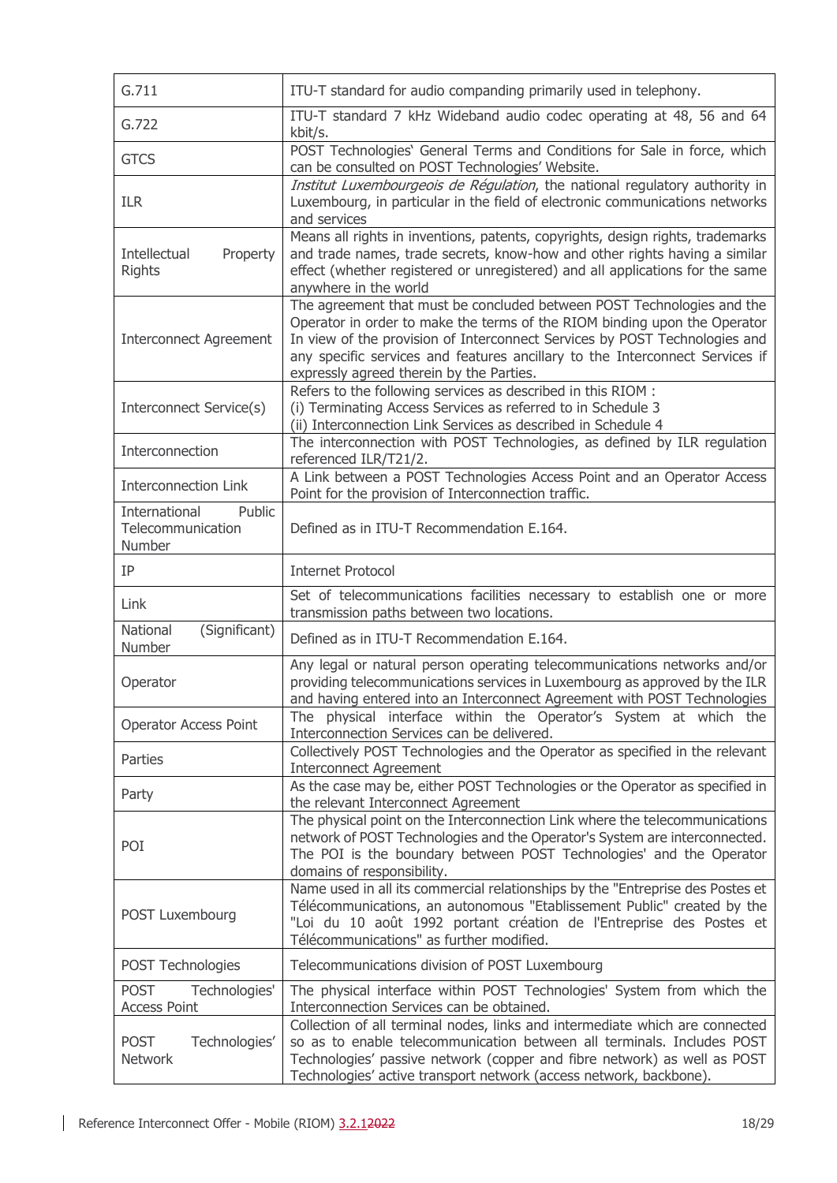| | |
|---|---|
| G.711 | ITU-T standard for audio companding primarily used in telephony. |
| G.722 | ITU-T standard 7 kHz Wideband audio codec operating at 48, 56 and 64 kbit/s. |
| GTCS | POST Technologies' General Terms and Conditions for Sale in force, which can be consulted on POST Technologies' Website. |
| ILR | *Institut Luxembourgeois de Régulation*, the national regulatory authority in Luxembourg, in particular in the field of electronic communications networks and services |
| Intellectual Property Rights | Means all rights in inventions, patents, copyrights, design rights, trademarks and trade names, trade secrets, know-how and other rights having a similar effect (whether registered or unregistered) and all applications for the same anywhere in the world |
| Interconnect Agreement | The agreement that must be concluded between POST Technologies and the Operator in order to make the terms of the RIOM binding upon the Operator In view of the provision of Interconnect Services by POST Technologies and any specific services and features ancillary to the Interconnect Services if expressly agreed therein by the Parties. |
| Interconnect Service(s) | Refers to the following services as described in this RIOM :<br>(i) Terminating Access Services as referred to in Schedule 3<br>(ii) Interconnection Link Services as described in Schedule 4 |
| Interconnection | The interconnection with POST Technologies, as defined by ILR regulation referenced ILR/T21/2. |
| Interconnection Link | A Link between a POST Technologies Access Point and an Operator Access Point for the provision of Interconnection traffic. |
| International Public Telecommunication Number | Defined as in ITU-T Recommendation E.164. |
| IP | Internet Protocol |
| Link | Set of telecommunications facilities necessary to establish one or more transmission paths between two locations. |
| National (Significant) Number | Defined as in ITU-T Recommendation E.164. |
| Operator | Any legal or natural person operating telecommunications networks and/or providing telecommunications services in Luxembourg as approved by the ILR and having entered into an Interconnect Agreement with POST Technologies |
| Operator Access Point | The physical interface within the Operator's System at which the Interconnection Services can be delivered. |
| Parties | Collectively POST Technologies and the Operator as specified in the relevant Interconnect Agreement |
| Party | As the case may be, either POST Technologies or the Operator as specified in the relevant Interconnect Agreement |
| POI | The physical point on the Interconnection Link where the telecommunications network of POST Technologies and the Operator's System are interconnected. The POI is the boundary between POST Technologies' and the Operator domains of responsibility. |
| POST Luxembourg | Name used in all its commercial relationships by the "Entreprise des Postes et Télécommunications, an autonomous "Etablissement Public" created by the "Loi du 10 août 1992 portant création de l'Entreprise des Postes et Télécommunications" as further modified. |
| POST Technologies | Telecommunications division of POST Luxembourg |
| POST Technologies' Access Point | The physical interface within POST Technologies' System from which the Interconnection Services can be obtained. |
| POST Technologies' Network | Collection of all terminal nodes, links and intermediate which are connected so as to enable telecommunication between all terminals. Includes POST Technologies' passive network (copper and fibre network) as well as POST Technologies' active transport network (access network, backbone). |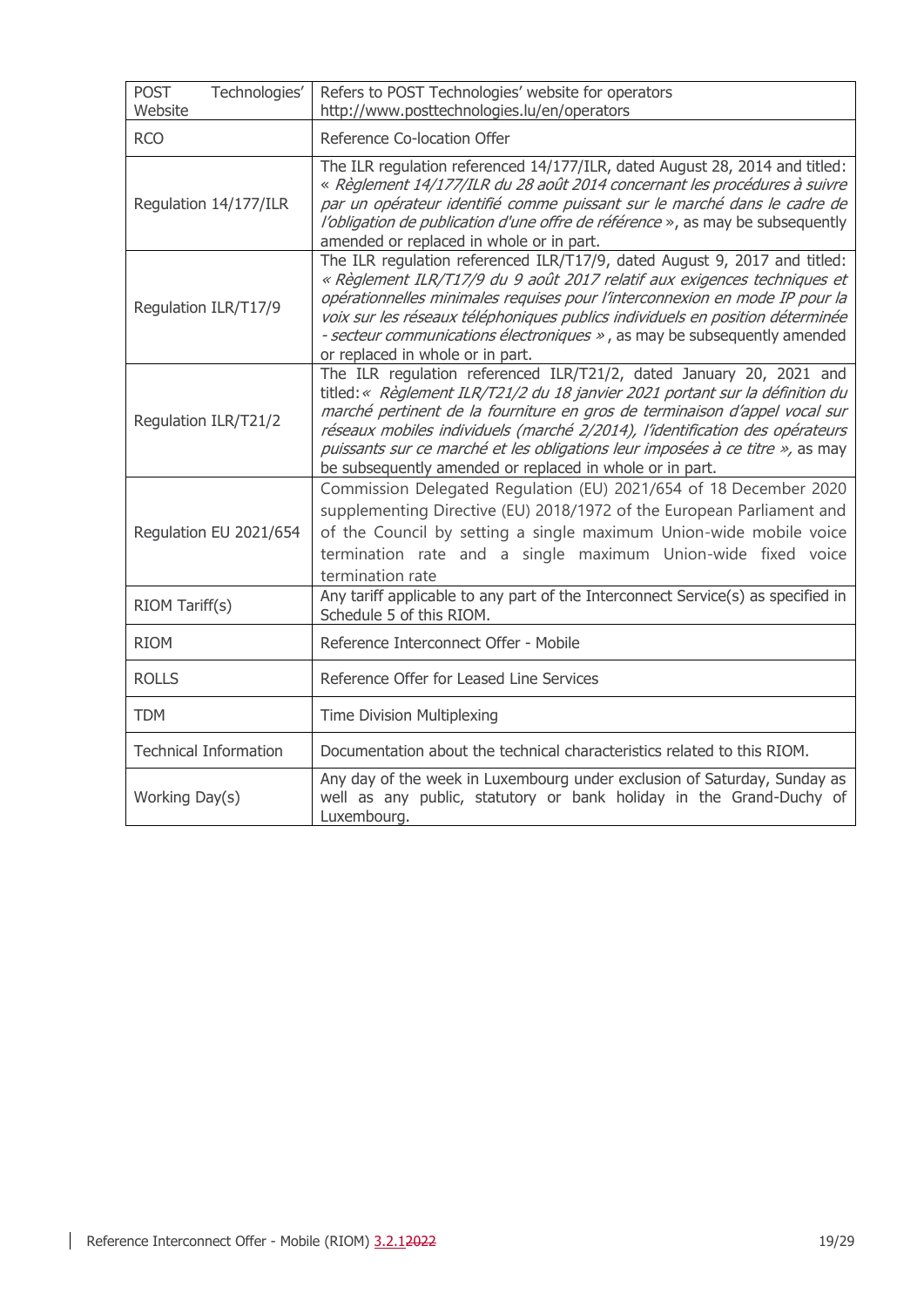| | |
|---|---|
| POST Technologies' Website | Refers to POST Technologies' website for operators http://www.posttechnologies.lu/en/operators |
| RCO | Reference Co-location Offer |
| Regulation 14/177/ILR | The ILR regulation referenced 14/177/ILR, dated August 28, 2014 and titled: « *Règlement 14/177/ILR du 28 août 2014 concernant les procédures à suivre par un opérateur identifié comme puissant sur le marché dans le cadre de l'obligation de publication d'une offre de référence* », as may be subsequently amended or replaced in whole or in part. |
| Regulation ILR/T17/9 | The ILR regulation referenced ILR/T17/9, dated August 9, 2017 and titled: *« Règlement ILR/T17/9 du 9 août 2017 relatif aux exigences techniques et opérationnelles minimales requises pour l'interconnexion en mode IP pour la voix sur les réseaux téléphoniques publics individuels en position déterminée - secteur communications électroniques »* , as may be subsequently amended or replaced in whole or in part. |
| Regulation ILR/T21/2 | The ILR regulation referenced ILR/T21/2, dated January 20, 2021 and titled: *« Règlement ILR/T21/2 du 18 janvier 2021 portant sur la définition du marché pertinent de la fourniture en gros de terminaison d'appel vocal sur réseaux mobiles individuels (marché 2/2014), l'identification des opérateurs puissants sur ce marché et les obligations leur imposées à ce titre »,* as may be subsequently amended or replaced in whole or in part. |
| Regulation EU 2021/654 | Commission Delegated Regulation (EU) 2021/654 of 18 December 2020 supplementing Directive (EU) 2018/1972 of the European Parliament and of the Council by setting a single maximum Union-wide mobile voice termination rate and a single maximum Union-wide fixed voice termination rate |
| RIOM Tariff(s) | Any tariff applicable to any part of the Interconnect Service(s) as specified in Schedule 5 of this RIOM. |
| RIOM | Reference Interconnect Offer - Mobile |
| ROLLS | Reference Offer for Leased Line Services |
| TDM | Time Division Multiplexing |
| Technical Information | Documentation about the technical characteristics related to this RIOM. |
| Working Day(s) | Any day of the week in Luxembourg under exclusion of Saturday, Sunday as well as any public, statutory or bank holiday in the Grand-Duchy of Luxembourg. |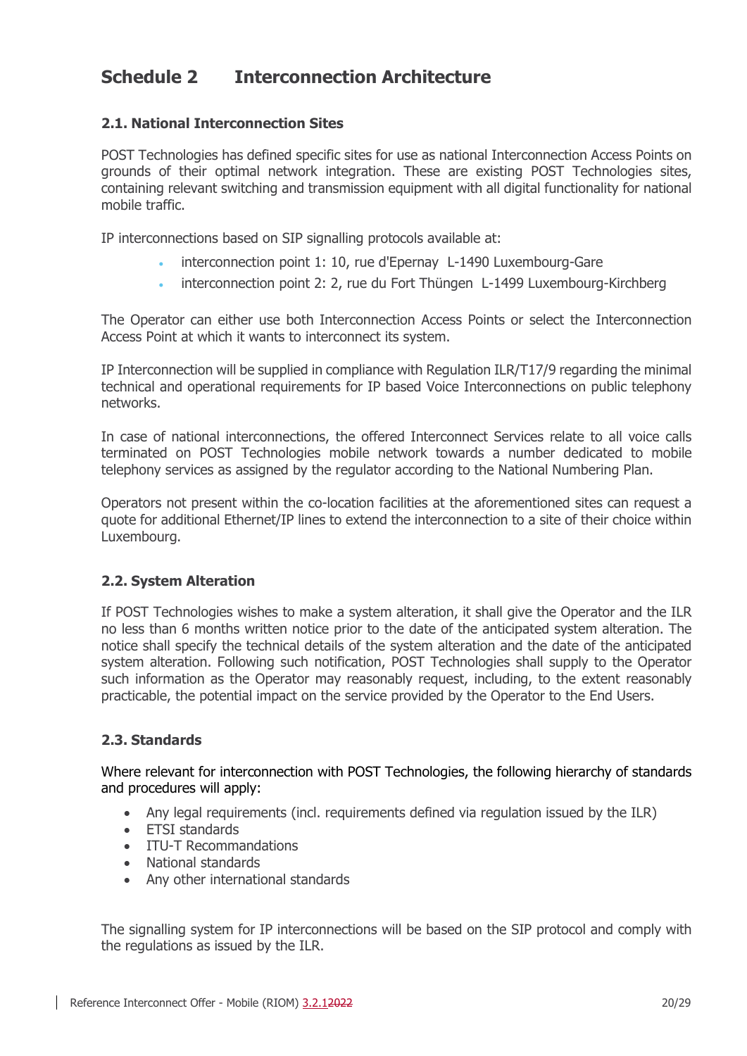# Schedule 2 Interconnection Architecture

## 2.1. National Interconnection Sites

POST Technologies has defined specific sites for use as national Interconnection Access Points on grounds of their optimal network integration. These are existing POST Technologies sites, containing relevant switching and transmission equipment with all digital functionality for national mobile traffic.

IP interconnections based on SIP signalling protocols available at:

- interconnection point 1: 10, rue d'Epernay L-1490 Luxembourg-Gare
- interconnection point 2: 2, rue du Fort Thüngen L-1499 Luxembourg-Kirchberg

The Operator can either use both Interconnection Access Points or select the Interconnection Access Point at which it wants to interconnect its system.

IP Interconnection will be supplied in compliance with Regulation ILR/T17/9 regarding the minimal technical and operational requirements for IP based Voice Interconnections on public telephony networks.

In case of national interconnections, the offered Interconnect Services relate to all voice calls terminated on POST Technologies mobile network towards a number dedicated to mobile telephony services as assigned by the regulator according to the National Numbering Plan.

Operators not present within the co-location facilities at the aforementioned sites can request a quote for additional Ethernet/IP lines to extend the interconnection to a site of their choice within Luxembourg.

## 2.2. System Alteration

If POST Technologies wishes to make a system alteration, it shall give the Operator and the ILR no less than 6 months written notice prior to the date of the anticipated system alteration. The notice shall specify the technical details of the system alteration and the date of the anticipated system alteration. Following such notification, POST Technologies shall supply to the Operator such information as the Operator may reasonably request, including, to the extent reasonably practicable, the potential impact on the service provided by the Operator to the End Users.

## 2.3. Standards

Where relevant for interconnection with POST Technologies, the following hierarchy of standards and procedures will apply:

- Any legal requirements (incl. requirements defined via regulation issued by the ILR)
- ETSI standards
- ITU-T Recommandations
- National standards
- Any other international standards

The signalling system for IP interconnections will be based on the SIP protocol and comply with the regulations as issued by the ILR.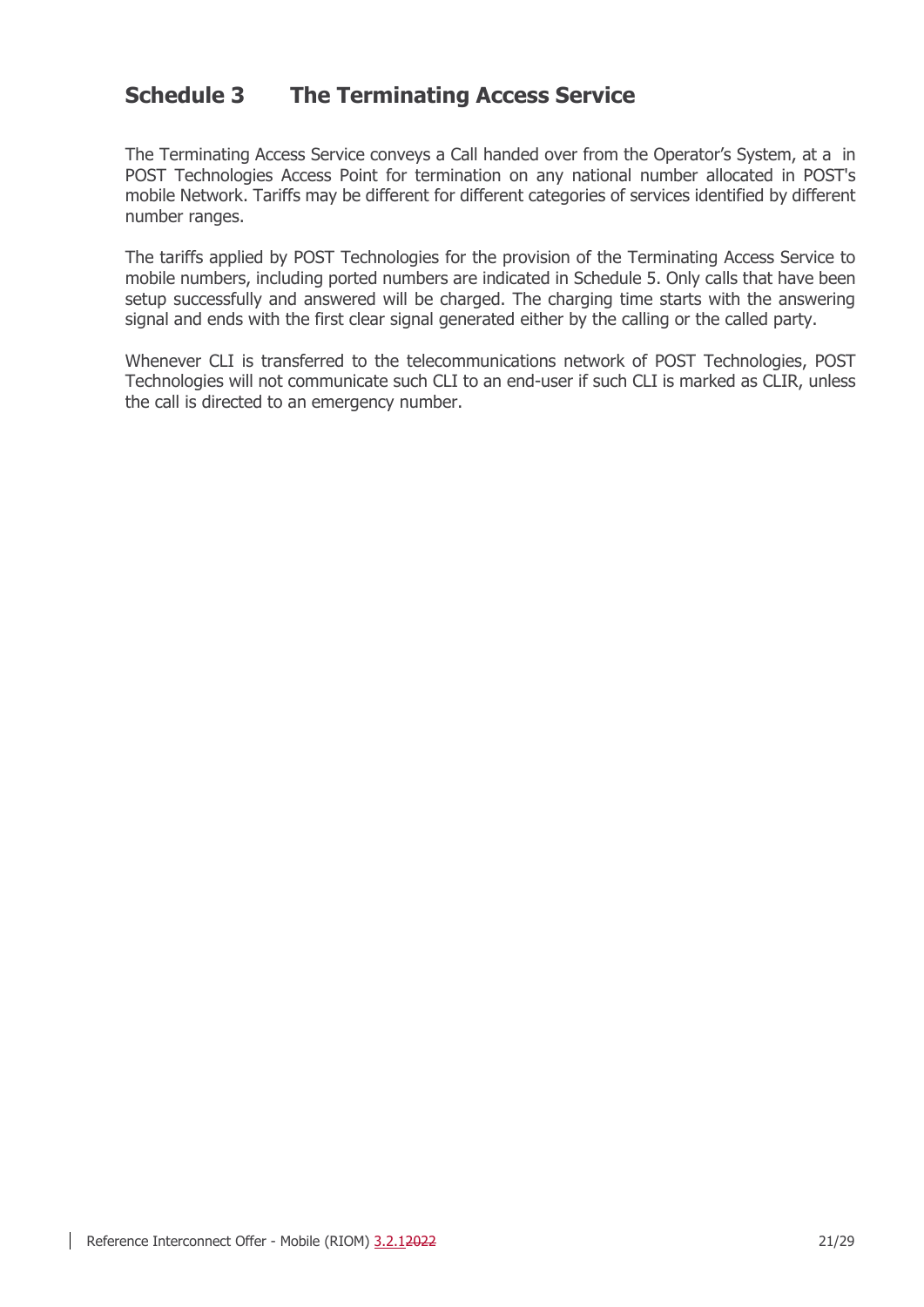## Schedule 3 The Terminating Access Service

The Terminating Access Service conveys a Call handed over from the Operator's System, at a in POST Technologies Access Point for termination on any national number allocated in POST's mobile Network. Tariffs may be different for different categories of services identified by different number ranges.

The tariffs applied by POST Technologies for the provision of the Terminating Access Service to mobile numbers, including ported numbers are indicated in Schedule 5. Only calls that have been setup successfully and answered will be charged. The charging time starts with the answering signal and ends with the first clear signal generated either by the calling or the called party.

Whenever CLI is transferred to the telecommunications network of POST Technologies, POST Technologies will not communicate such CLI to an end-user if such CLI is marked as CLIR, unless the call is directed to an emergency number.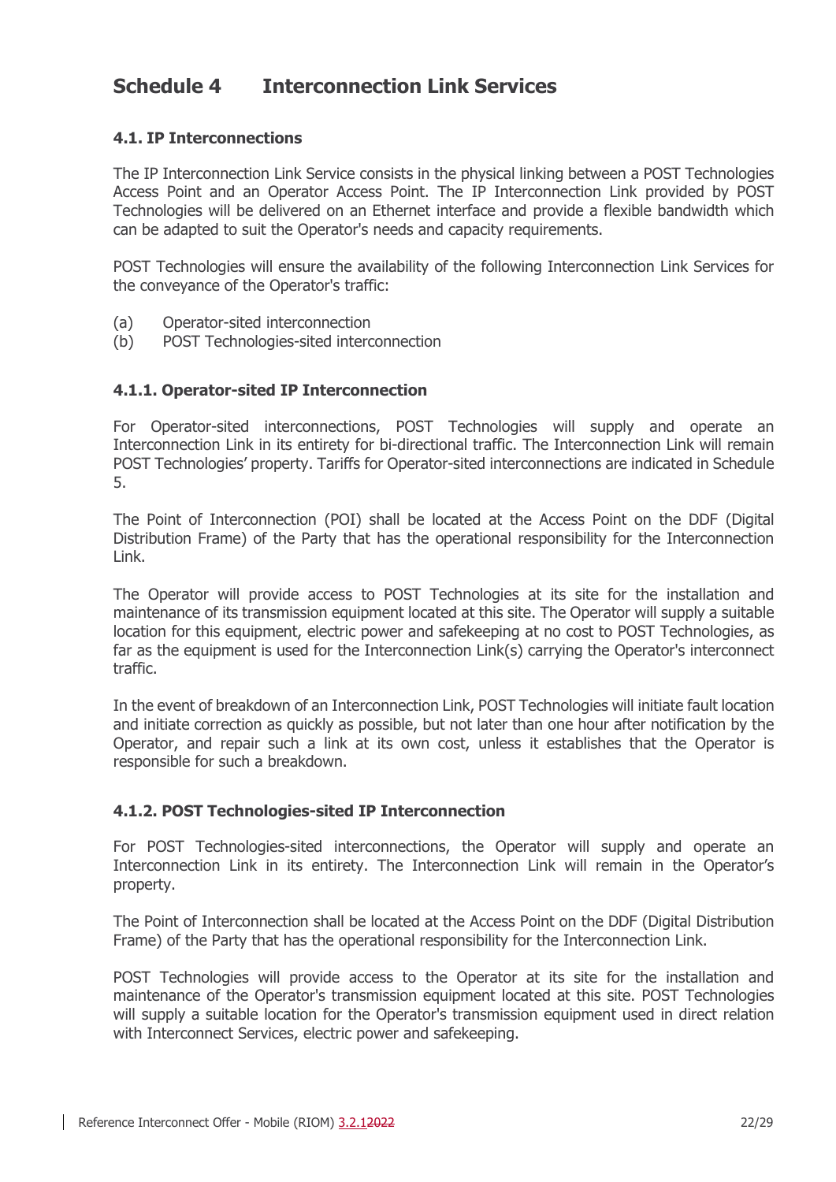# Schedule 4 Interconnection Link Services

### 4.1. IP Interconnections

The IP Interconnection Link Service consists in the physical linking between a POST Technologies Access Point and an Operator Access Point. The IP Interconnection Link provided by POST Technologies will be delivered on an Ethernet interface and provide a flexible bandwidth which can be adapted to suit the Operator's needs and capacity requirements.

POST Technologies will ensure the availability of the following Interconnection Link Services for the conveyance of the Operator's traffic:

(a) Operator-sited interconnection
(b) POST Technologies-sited interconnection

#### 4.1.1. Operator-sited IP Interconnection

For Operator-sited interconnections, POST Technologies will supply and operate an Interconnection Link in its entirety for bi-directional traffic. The Interconnection Link will remain POST Technologies' property. Tariffs for Operator-sited interconnections are indicated in Schedule 5.

The Point of Interconnection (POI) shall be located at the Access Point on the DDF (Digital Distribution Frame) of the Party that has the operational responsibility for the Interconnection Link.

The Operator will provide access to POST Technologies at its site for the installation and maintenance of its transmission equipment located at this site. The Operator will supply a suitable location for this equipment, electric power and safekeeping at no cost to POST Technologies, as far as the equipment is used for the Interconnection Link(s) carrying the Operator's interconnect traffic.

In the event of breakdown of an Interconnection Link, POST Technologies will initiate fault location and initiate correction as quickly as possible, but not later than one hour after notification by the Operator, and repair such a link at its own cost, unless it establishes that the Operator is responsible for such a breakdown.

#### 4.1.2. POST Technologies-sited IP Interconnection

For POST Technologies-sited interconnections, the Operator will supply and operate an Interconnection Link in its entirety. The Interconnection Link will remain in the Operator's property.

The Point of Interconnection shall be located at the Access Point on the DDF (Digital Distribution Frame) of the Party that has the operational responsibility for the Interconnection Link.

POST Technologies will provide access to the Operator at its site for the installation and maintenance of the Operator's transmission equipment located at this site. POST Technologies will supply a suitable location for the Operator's transmission equipment used in direct relation with Interconnect Services, electric power and safekeeping.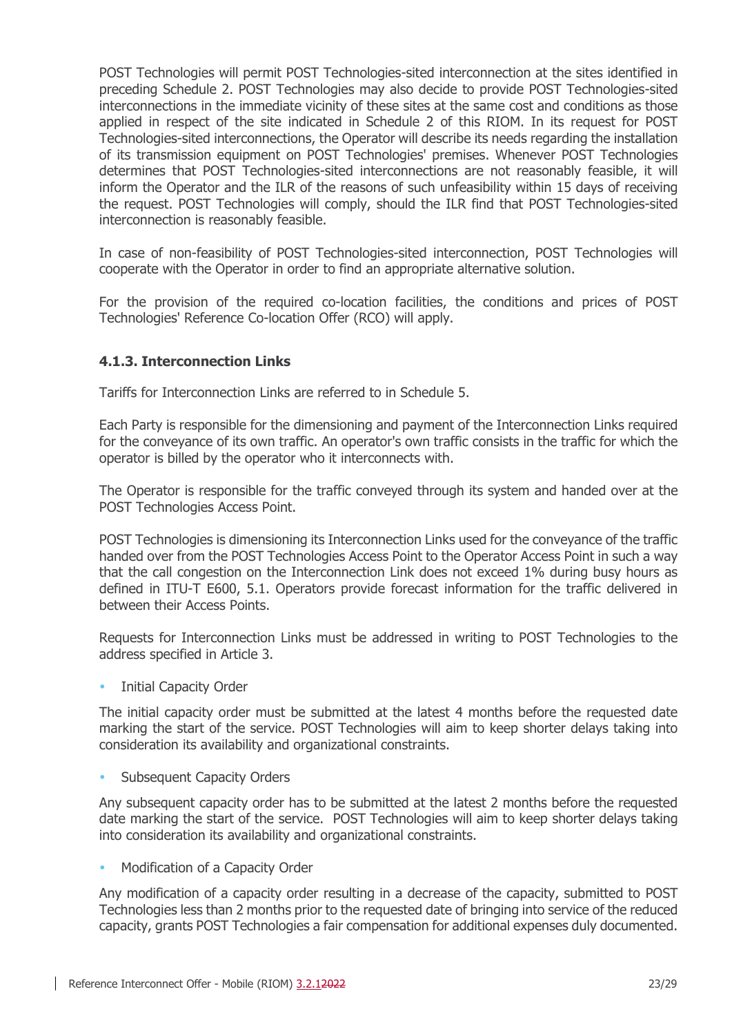POST Technologies will permit POST Technologies-sited interconnection at the sites identified in preceding Schedule 2. POST Technologies may also decide to provide POST Technologies-sited interconnections in the immediate vicinity of these sites at the same cost and conditions as those applied in respect of the site indicated in Schedule 2 of this RIOM. In its request for POST Technologies-sited interconnections, the Operator will describe its needs regarding the installation of its transmission equipment on POST Technologies' premises. Whenever POST Technologies determines that POST Technologies-sited interconnections are not reasonably feasible, it will inform the Operator and the ILR of the reasons of such unfeasibility within 15 days of receiving the request. POST Technologies will comply, should the ILR find that POST Technologies-sited interconnection is reasonably feasible.

In case of non-feasibility of POST Technologies-sited interconnection, POST Technologies will cooperate with the Operator in order to find an appropriate alternative solution.

For the provision of the required co-location facilities, the conditions and prices of POST Technologies' Reference Co-location Offer (RCO) will apply.

#### 4.1.3. Interconnection Links

Tariffs for Interconnection Links are referred to in Schedule 5.

Each Party is responsible for the dimensioning and payment of the Interconnection Links required for the conveyance of its own traffic. An operator's own traffic consists in the traffic for which the operator is billed by the operator who it interconnects with.

The Operator is responsible for the traffic conveyed through its system and handed over at the POST Technologies Access Point.

POST Technologies is dimensioning its Interconnection Links used for the conveyance of the traffic handed over from the POST Technologies Access Point to the Operator Access Point in such a way that the call congestion on the Interconnection Link does not exceed 1% during busy hours as defined in ITU-T E600, 5.1. Operators provide forecast information for the traffic delivered in between their Access Points.

Requests for Interconnection Links must be addressed in writing to POST Technologies to the address specified in Article 3.

- Initial Capacity Order

The initial capacity order must be submitted at the latest 4 months before the requested date marking the start of the service. POST Technologies will aim to keep shorter delays taking into consideration its availability and organizational constraints.

- Subsequent Capacity Orders

Any subsequent capacity order has to be submitted at the latest 2 months before the requested date marking the start of the service. POST Technologies will aim to keep shorter delays taking into consideration its availability and organizational constraints.

- Modification of a Capacity Order

Any modification of a capacity order resulting in a decrease of the capacity, submitted to POST Technologies less than 2 months prior to the requested date of bringing into service of the reduced capacity, grants POST Technologies a fair compensation for additional expenses duly documented.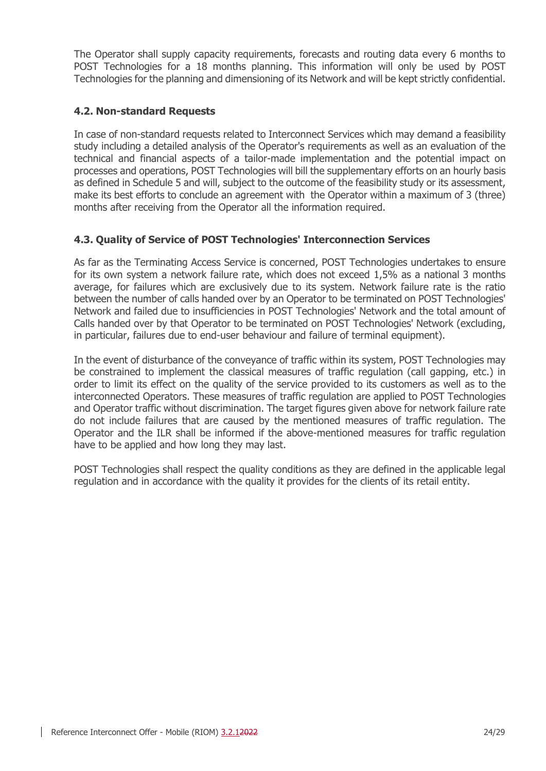The Operator shall supply capacity requirements, forecasts and routing data every 6 months to POST Technologies for a 18 months planning. This information will only be used by POST Technologies for the planning and dimensioning of its Network and will be kept strictly confidential.

### 4.2. Non-standard Requests

In case of non-standard requests related to Interconnect Services which may demand a feasibility study including a detailed analysis of the Operator's requirements as well as an evaluation of the technical and financial aspects of a tailor-made implementation and the potential impact on processes and operations, POST Technologies will bill the supplementary efforts on an hourly basis as defined in Schedule 5 and will, subject to the outcome of the feasibility study or its assessment, make its best efforts to conclude an agreement with the Operator within a maximum of 3 (three) months after receiving from the Operator all the information required.

### 4.3. Quality of Service of POST Technologies' Interconnection Services

As far as the Terminating Access Service is concerned, POST Technologies undertakes to ensure for its own system a network failure rate, which does not exceed 1,5% as a national 3 months average, for failures which are exclusively due to its system. Network failure rate is the ratio between the number of calls handed over by an Operator to be terminated on POST Technologies' Network and failed due to insufficiencies in POST Technologies' Network and the total amount of Calls handed over by that Operator to be terminated on POST Technologies' Network (excluding, in particular, failures due to end-user behaviour and failure of terminal equipment).

In the event of disturbance of the conveyance of traffic within its system, POST Technologies may be constrained to implement the classical measures of traffic regulation (call gapping, etc.) in order to limit its effect on the quality of the service provided to its customers as well as to the interconnected Operators. These measures of traffic regulation are applied to POST Technologies and Operator traffic without discrimination. The target figures given above for network failure rate do not include failures that are caused by the mentioned measures of traffic regulation. The Operator and the ILR shall be informed if the above-mentioned measures for traffic regulation have to be applied and how long they may last.

POST Technologies shall respect the quality conditions as they are defined in the applicable legal regulation and in accordance with the quality it provides for the clients of its retail entity.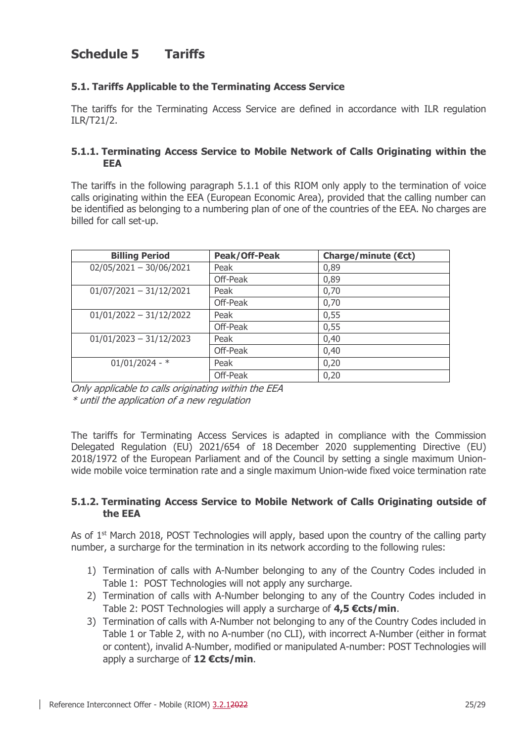# Schedule 5 Tariffs

## 5.1. Tariffs Applicable to the Terminating Access Service

The tariffs for the Terminating Access Service are defined in accordance with ILR regulation ILR/T21/2.

### 5.1.1. Terminating Access Service to Mobile Network of Calls Originating within the EEA

The tariffs in the following paragraph 5.1.1 of this RIOM only apply to the termination of voice calls originating within the EEA (European Economic Area), provided that the calling number can be identified as belonging to a numbering plan of one of the countries of the EEA. No charges are billed for call set-up.

| Billing Period | Peak/Off-Peak | Charge/minute (€ct) |
|---|---|---|
| 02/05/2021 – 30/06/2021 | Peak | 0,89 |
| | Off-Peak | 0,89 |
| 01/07/2021 – 31/12/2021 | Peak | 0,70 |
| | Off-Peak | 0,70 |
| 01/01/2022 – 31/12/2022 | Peak | 0,55 |
| | Off-Peak | 0,55 |
| 01/01/2023 – 31/12/2023 | Peak | 0,40 |
| | Off-Peak | 0,40 |
| 01/01/2024 - * | Peak | 0,20 |
| | Off-Peak | 0,20 |

*Only applicable to calls originating within the EEA*
*\* until the application of a new regulation*

The tariffs for Terminating Access Services is adapted in compliance with the Commission Delegated Regulation (EU) 2021/654 of 18 December 2020 supplementing Directive (EU) 2018/1972 of the European Parliament and of the Council by setting a single maximum Union-wide mobile voice termination rate and a single maximum Union-wide fixed voice termination rate

### 5.1.2. Terminating Access Service to Mobile Network of Calls Originating outside of the EEA

As of 1st March 2018, POST Technologies will apply, based upon the country of the calling party number, a surcharge for the termination in its network according to the following rules:

1) Termination of calls with A-Number belonging to any of the Country Codes included in Table 1: POST Technologies will not apply any surcharge.
2) Termination of calls with A-Number belonging to any of the Country Codes included in Table 2: POST Technologies will apply a surcharge of **4,5 €cts/min**.
3) Termination of calls with A-Number not belonging to any of the Country Codes included in Table 1 or Table 2, with no A-number (no CLI), with incorrect A-Number (either in format or content), invalid A-Number, modified or manipulated A-number: POST Technologies will apply a surcharge of **12 €cts/min**.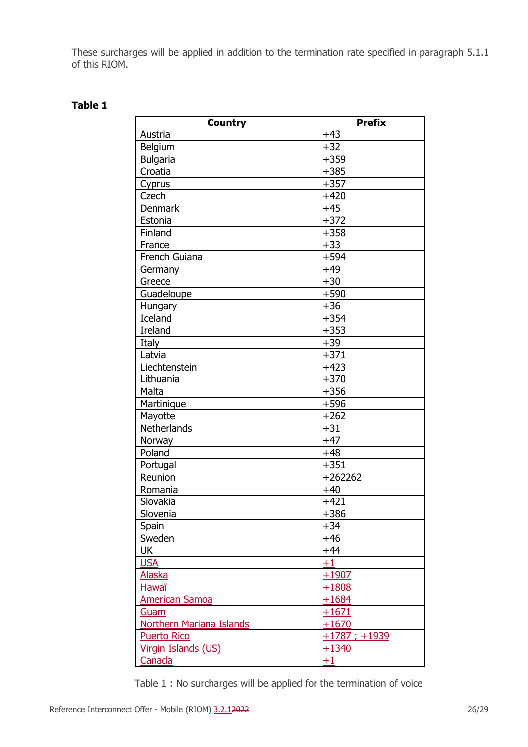These surcharges will be applied in addition to the termination rate specified in paragraph 5.1.1 of this RIOM.

**Table 1**

| Country | Prefix |
|---|---|
| Austria | +43 |
| Belgium | +32 |
| Bulgaria | +359 |
| Croatia | +385 |
| Cyprus | +357 |
| Czech | +420 |
| Denmark | +45 |
| Estonia | +372 |
| Finland | +358 |
| France | +33 |
| French Guiana | +594 |
| Germany | +49 |
| Greece | +30 |
| Guadeloupe | +590 |
| Hungary | +36 |
| Iceland | +354 |
| Ireland | +353 |
| Italy | +39 |
| Latvia | +371 |
| Liechtenstein | +423 |
| Lithuania | +370 |
| Malta | +356 |
| Martinique | +596 |
| Mayotte | +262 |
| Netherlands | +31 |
| Norway | +47 |
| Poland | +48 |
| Portugal | +351 |
| Reunion | +262262 |
| Romania | +40 |
| Slovakia | +421 |
| Slovenia | +386 |
| Spain | +34 |
| Sweden | +46 |
| UK | +44 |
| USA | +1 |
| Alaska | +1907 |
| Hawaï | +1808 |
| American Samoa | +1684 |
| Guam | +1671 |
| Northern Mariana Islands | +1670 |
| Puerto Rico | +1787 ; +1939 |
| Virgin Islands (US) | +1340 |
| Canada | +1 |

Table 1 : No surcharges will be applied for the termination of voice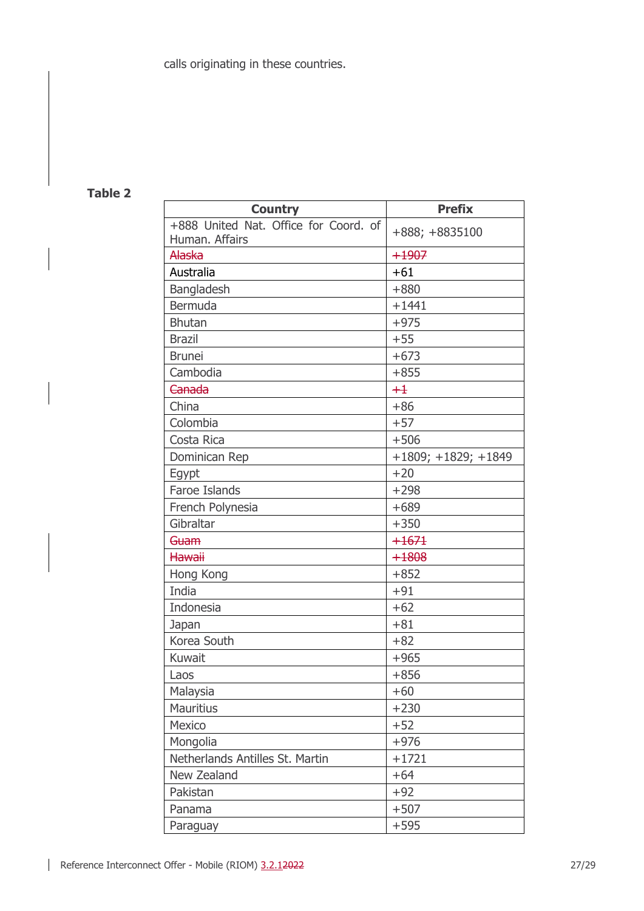calls originating in these countries.

**Table 2**

| Country | Prefix |
|---|---|
| +888 United Nat. Office for Coord. of Human. Affairs | +888; +8835100 |
| ~~Alaska~~ | ~~+1907~~ |
| Australia | +61 |
| Bangladesh | +880 |
| Bermuda | +1441 |
| Bhutan | +975 |
| Brazil | +55 |
| Brunei | +673 |
| Cambodia | +855 |
| ~~Canada~~ | ~~+1~~ |
| China | +86 |
| Colombia | +57 |
| Costa Rica | +506 |
| Dominican Rep | +1809; +1829; +1849 |
| Egypt | +20 |
| Faroe Islands | +298 |
| French Polynesia | +689 |
| Gibraltar | +350 |
| ~~Guam~~ | ~~+1671~~ |
| ~~Hawaii~~ | ~~+1808~~ |
| Hong Kong | +852 |
| India | +91 |
| Indonesia | +62 |
| Japan | +81 |
| Korea South | +82 |
| Kuwait | +965 |
| Laos | +856 |
| Malaysia | +60 |
| Mauritius | +230 |
| Mexico | +52 |
| Mongolia | +976 |
| Netherlands Antilles St. Martin | +1721 |
| New Zealand | +64 |
| Pakistan | +92 |
| Panama | +507 |
| Paraguay | +595 |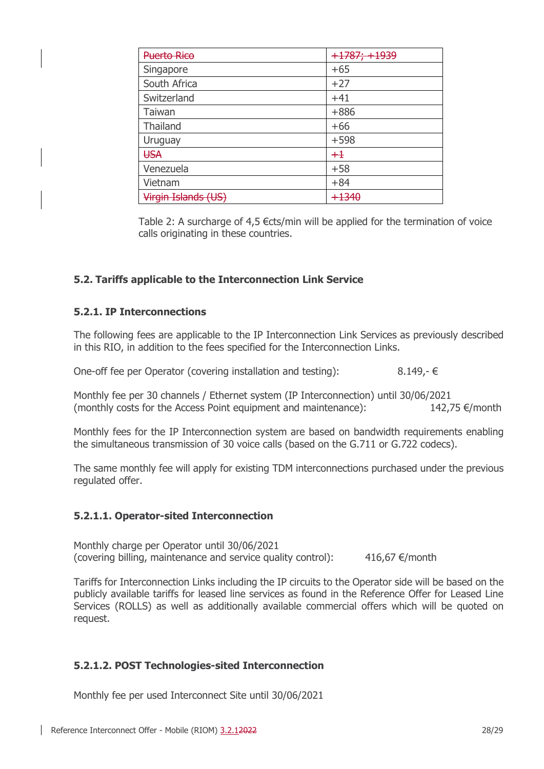| Puerto Rico | +1787; +1939 |
|---|---|
| Singapore | +65 |
| South Africa | +27 |
| Switzerland | +41 |
| Taiwan | +886 |
| Thailand | +66 |
| Uruguay | +598 |
| USA | +1 |
| Venezuela | +58 |
| Vietnam | +84 |
| Virgin Islands (US) | +1340 |

Table 2: A surcharge of 4,5 €cts/min will be applied for the termination of voice calls originating in these countries.

### 5.2. Tariffs applicable to the Interconnection Link Service

#### 5.2.1. IP Interconnections

The following fees are applicable to the IP Interconnection Link Services as previously described in this RIO, in addition to the fees specified for the Interconnection Links.

One-off fee per Operator (covering installation and testing): 8.149,- €

Monthly fee per 30 channels / Ethernet system (IP Interconnection) until 30/06/2021
(monthly costs for the Access Point equipment and maintenance): 142,75 €/month

Monthly fees for the IP Interconnection system are based on bandwidth requirements enabling the simultaneous transmission of 30 voice calls (based on the G.711 or G.722 codecs).

The same monthly fee will apply for existing TDM interconnections purchased under the previous regulated offer.

#### 5.2.1.1. Operator-sited Interconnection

Monthly charge per Operator until 30/06/2021
(covering billing, maintenance and service quality control): 416,67 €/month

Tariffs for Interconnection Links including the IP circuits to the Operator side will be based on the publicly available tariffs for leased line services as found in the Reference Offer for Leased Line Services (ROLLS) as well as additionally available commercial offers which will be quoted on request.

#### 5.2.1.2. POST Technologies-sited Interconnection

Monthly fee per used Interconnect Site until 30/06/2021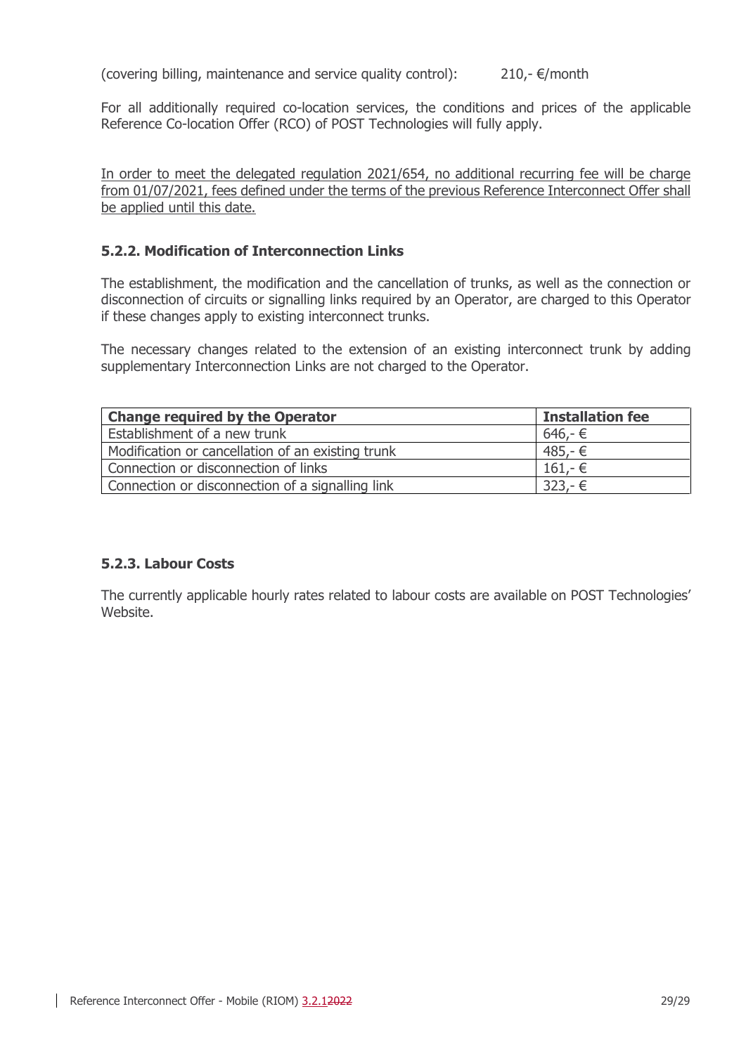(covering billing, maintenance and service quality control): 210,- €/month

For all additionally required co-location services, the conditions and prices of the applicable Reference Co-location Offer (RCO) of POST Technologies will fully apply.

In order to meet the delegated regulation 2021/654, no additional recurring fee will be charge from 01/07/2021, fees defined under the terms of the previous Reference Interconnect Offer shall be applied until this date.

### 5.2.2. Modification of Interconnection Links

The establishment, the modification and the cancellation of trunks, as well as the connection or disconnection of circuits or signalling links required by an Operator, are charged to this Operator if these changes apply to existing interconnect trunks.

The necessary changes related to the extension of an existing interconnect trunk by adding supplementary Interconnection Links are not charged to the Operator.

| Change required by the Operator | Installation fee |
|---|---|
| Establishment of a new trunk | 646,- € |
| Modification or cancellation of an existing trunk | 485,- € |
| Connection or disconnection of links | 161,- € |
| Connection or disconnection of a signalling link | 323,- € |

### 5.2.3. Labour Costs

The currently applicable hourly rates related to labour costs are available on POST Technologies' Website.